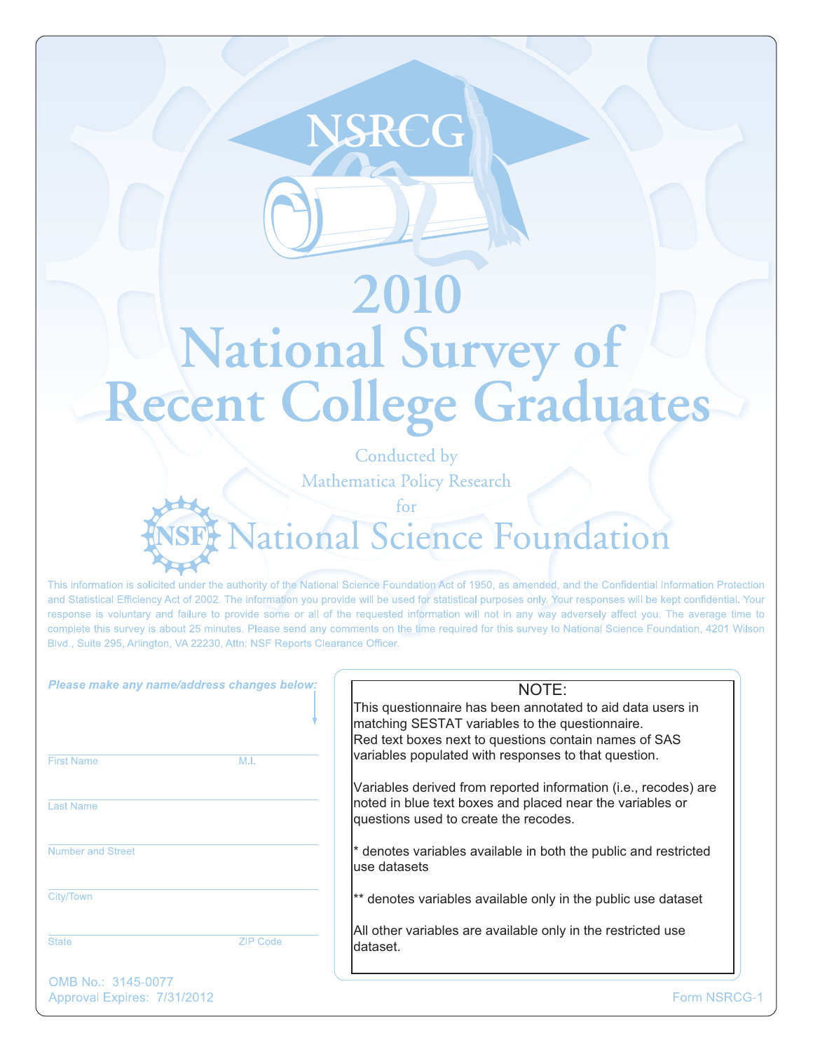# NSRCG

# 2010 National Survey of Recent College Graduates

Conducted by

Mathematica Policy Research

for

## National Science Foundation

This information is solicited under the authority of the National Science Foundation Act of 1950, as amended, and the Confidential Information Protection and Statistical Efficiency Act of 2002. The information you provide will be used for statistical purposes only. Your responses will be kept confidential. Your response is voluntary and failure to provide some or all of the requested information will not in any way adversely affect you. The average time to complete this survey is about 25 minutes. Please send any comments on the time required for this survey to National Science Foundation, 4201 Wilson Blvd., Suite 295, Arlington, VA 22230, Attn: NSF Reports Clearance Officer.

***Please make any name/address changes below:***

First Name ____________ M.I. ____

Last Name ____________

Number and Street ____________

City/Town ____________

State ____________ ZIP Code ____

**NOTE:**

This questionnaire has been annotated to aid data users in matching SESTAT variables to the questionnaire.
Red text boxes next to questions contain names of SAS variables populated with responses to that question.

Variables derived from reported information (i.e., recodes) are noted in blue text boxes and placed near the variables or questions used to create the recodes.

* denotes variables available in both the public and restricted use datasets

** denotes variables available only in the public use dataset

All other variables are available only in the restricted use dataset.

OMB No.: 3145-0077
Approval Expires: 7/31/2012

Form NSRCG-1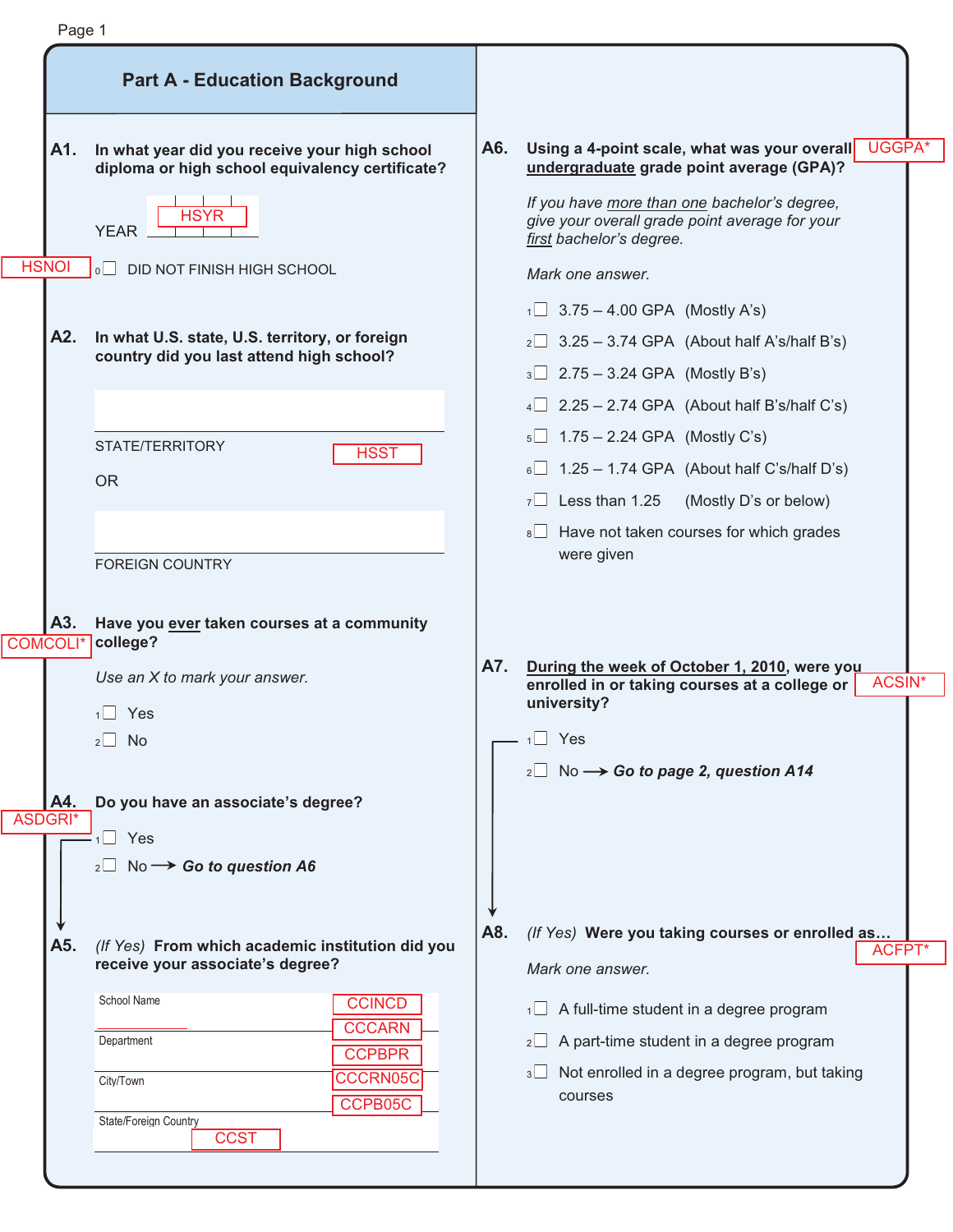## Part A - Education Background

**A1. In what year did you receive your high school diploma or high school equivalency certificate?**

YEAR HSYR

HSNOI ₀☐ DID NOT FINISH HIGH SCHOOL

**A2. In what U.S. state, U.S. territory, or foreign country did you last attend high school?**

STATE/TERRITORY HSST

OR

FOREIGN COUNTRY

**A3. Have you ever taken courses at a community college?** COMCOLI*

*Use an X to mark your answer.*

1 ☐ Yes

2 ☐ No

**A4. Do you have an associate's degree?** ASDGRI*

1 ☐ Yes

2 ☐ No → ***Go to question A6***

**A5.** *(If Yes)* **From which academic institution did you receive your associate's degree?**

School Name CCINCD CCCARN

Department CCPBPR

City/Town CCCRN05C CCPB05C

State/Foreign Country CCST

**A6. Using a 4-point scale, what was your overall undergraduate grade point average (GPA)?** UGGPA*

*If you have more than one bachelor's degree, give your overall grade point average for your first bachelor's degree.*

*Mark one answer.*

1 ☐ 3.75 – 4.00 GPA (Mostly A's)

2 ☐ 3.25 – 3.74 GPA (About half A's/half B's)

3 ☐ 2.75 – 3.24 GPA (Mostly B's)

4 ☐ 2.25 – 2.74 GPA (About half B's/half C's)

5 ☐ 1.75 – 2.24 GPA (Mostly C's)

6 ☐ 1.25 – 1.74 GPA (About half C's/half D's)

7 ☐ Less than 1.25 (Mostly D's or below)

8 ☐ Have not taken courses for which grades were given

**A7. During the week of October 1, 2010, were you enrolled in or taking courses at a college or university?** ACSIN*

1 ☐ Yes

2 ☐ No → ***Go to page 2, question A14***

**A8.** *(If Yes)* **Were you taking courses or enrolled as…** ACFPT*

*Mark one answer.*

1 ☐ A full-time student in a degree program

2 ☐ A part-time student in a degree program

3 ☐ Not enrolled in a degree program, but taking courses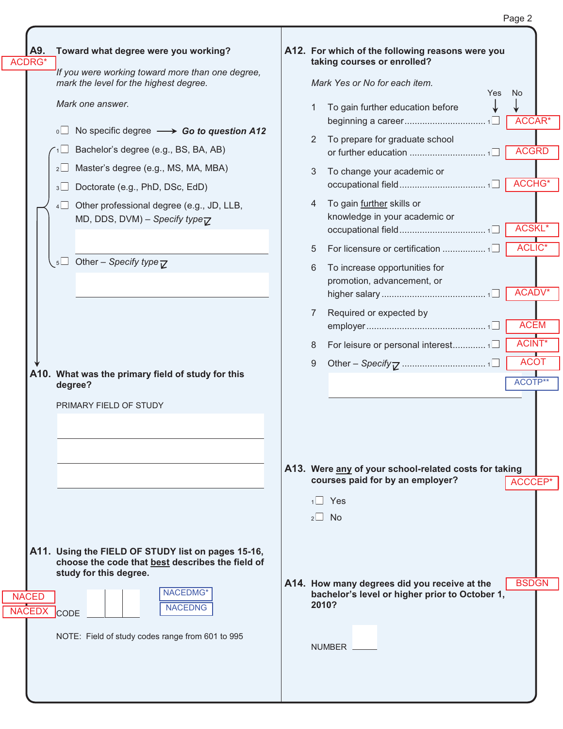**A9. Toward what degree were you working?**

ACDRG*

*If you were working toward more than one degree, mark the level for the highest degree.*

*Mark one answer.*

- 0 ☐ No specific degree → ***Go to question A12***
- 1 ☐ Bachelor's degree (e.g., BS, BA, AB)
- 2 ☐ Master's degree (e.g., MS, MA, MBA)
- 3 ☐ Doctorate (e.g., PhD, DSc, EdD)
- 4 ☐ Other professional degree (e.g., JD, LLB, MD, DDS, DVM) – *Specify type*
- 5 ☐ Other – *Specify type*

**A10. What was the primary field of study for this degree?**

PRIMARY FIELD OF STUDY

**A11. Using the FIELD OF STUDY list on pages 15-16, choose the code that best describes the field of study for this degree.**

NACED

NACEDX

CODE

NACEDMG*

NACEDNG

NOTE: Field of study codes range from 601 to 995

**A12. For which of the following reasons were you taking courses or enrolled?**

*Mark Yes or No for each item.*

| | | Yes | No | |
|---|---|---|---|---|
| 1 | To gain further education before beginning a career | 1 ☐ | ☐ | ACCAR* |
| 2 | To prepare for graduate school or further education | 1 ☐ | ☐ | ACGRD |
| 3 | To change your academic or occupational field | 1 ☐ | ☐ | ACCHG* |
| 4 | To gain further skills or knowledge in your academic or occupational field | 1 ☐ | ☐ | ACSKL* |
| 5 | For licensure or certification | 1 ☐ | ☐ | ACLIC* |
| 6 | To increase opportunities for promotion, advancement, or higher salary | 1 ☐ | ☐ | ACADV* |
| 7 | Required or expected by employer | 1 ☐ | ☐ | ACEM |
| 8 | For leisure or personal interest | 1 ☐ | ☐ | ACINT* |
| 9 | Other – *Specify* | 1 ☐ | ☐ | ACOT |

ACOTP**

**A13. Were any of your school-related costs for taking courses paid for by an employer?**

ACCCEP*

- 1 ☐ Yes
- 2 ☐ No

**A14. How many degrees did you receive at the bachelor's level or higher prior to October 1, 2010?**

BSDGN

NUMBER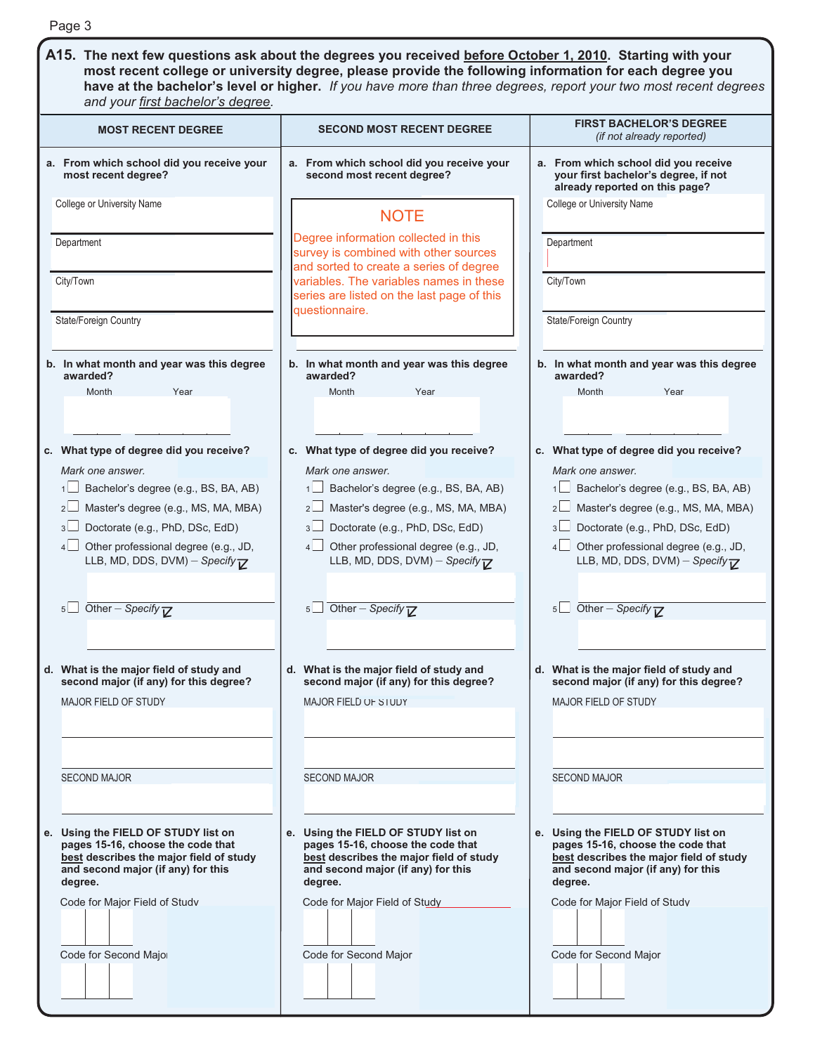**A15. The next few questions ask about the degrees you received before October 1, 2010. Starting with your most recent college or university degree, please provide the following information for each degree you have at the bachelor's level or higher.** *If you have more than three degrees, report your two most recent degrees and your first bachelor's degree.*

## MOST RECENT DEGREE

**a. From which school did you receive your most recent degree?**

College or University Name

Department

City/Town

State/Foreign Country

**b. In what month and year was this degree awarded?**

Month Year

**c. What type of degree did you receive?**

*Mark one answer.*

1 ☐ Bachelor's degree (e.g., BS, BA, AB)
2 ☐ Master's degree (e.g., MS, MA, MBA)
3 ☐ Doctorate (e.g., PhD, DSc, EdD)
4 ☐ Other professional degree (e.g., JD, LLB, MD, DDS, DVM) – *Specify*
5 ☐ Other – *Specify*

**d. What is the major field of study and second major (if any) for this degree?**

MAJOR FIELD OF STUDY

SECOND MAJOR

**e. Using the FIELD OF STUDY list on pages 15-16, choose the code that best describes the major field of study and second major (if any) for this degree.**

Code for Major Field of Study

Code for Second Major

## SECOND MOST RECENT DEGREE

**a. From which school did you receive your second most recent degree?**

NOTE

Degree information collected in this survey is combined with other sources and sorted to create a series of degree variables. The variables names in these series are listed on the last page of this questionnaire.

**b. In what month and year was this degree awarded?**

Month Year

**c. What type of degree did you receive?**

*Mark one answer.*

1 ☐ Bachelor's degree (e.g., BS, BA, AB)
2 ☐ Master's degree (e.g., MS, MA, MBA)
3 ☐ Doctorate (e.g., PhD, DSc, EdD)
4 ☐ Other professional degree (e.g., JD, LLB, MD, DDS, DVM) – *Specify*
5 ☐ Other – *Specify*

**d. What is the major field of study and second major (if any) for this degree?**

MAJOR FIELD OF STUDY

SECOND MAJOR

**e. Using the FIELD OF STUDY list on pages 15-16, choose the code that best describes the major field of study and second major (if any) for this degree.**

Code for Major Field of Study

Code for Second Major

## FIRST BACHELOR'S DEGREE
*(if not already reported)*

**a. From which school did you receive your first bachelor's degree, if not already reported on this page?**

College or University Name

Department

City/Town

State/Foreign Country

**b. In what month and year was this degree awarded?**

Month Year

**c. What type of degree did you receive?**

*Mark one answer.*

1 ☐ Bachelor's degree (e.g., BS, BA, AB)
2 ☐ Master's degree (e.g., MS, MA, MBA)
3 ☐ Doctorate (e.g., PhD, DSc, EdD)
4 ☐ Other professional degree (e.g., JD, LLB, MD, DDS, DVM) – *Specify*
5 ☐ Other – *Specify*

**d. What is the major field of study and second major (if any) for this degree?**

MAJOR FIELD OF STUDY

SECOND MAJOR

**e. Using the FIELD OF STUDY list on pages 15-16, choose the code that best describes the major field of study and second major (if any) for this degree.**

Code for Major Field of Study

Code for Second Major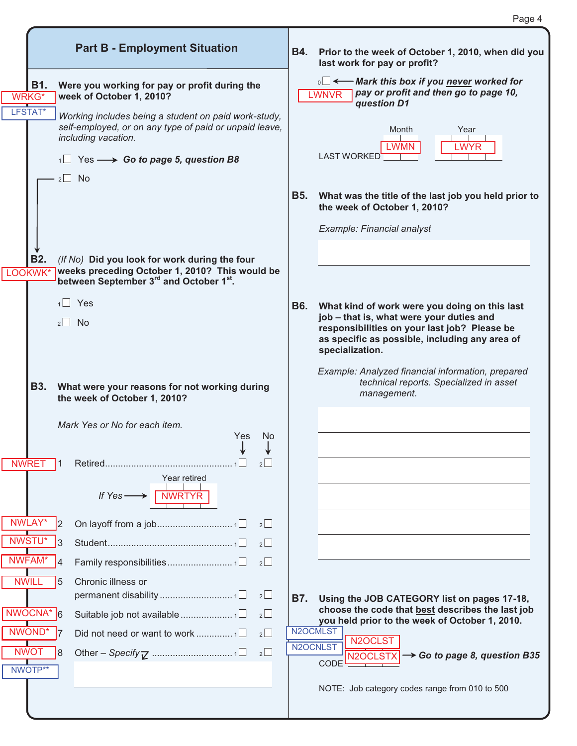## Part B - Employment Situation

**B1. Were you working for pay or profit during the week of October 1, 2010?**

WRKG* LFSTAT*

*Working includes being a student on paid work-study, self-employed, or on any type of paid or unpaid leave, including vacation.*

1 ☐ Yes ⟶ ***Go to page 5, question B8***

2 ☐ No

**B2.** *(If No)* **Did you look for work during the four weeks preceding October 1, 2010? This would be between September 3rd and October 1st.**

LOOKWK*

1 ☐ Yes

2 ☐ No

**B3. What were your reasons for not working during the week of October 1, 2010?**

*Mark Yes or No for each item.*

| Variable | | Item | Yes | No |
|---|---|---|---|---|
| NWRET | 1 | Retired | 1 ☐ | 2 ☐ |
| | | *If Yes* ⟶ Year retired: NWRTYR | | |
| NWLAY* | 2 | On layoff from a job | 1 ☐ | 2 ☐ |
| NWSTU* | 3 | Student | 1 ☐ | 2 ☐ |
| NWFAM* | 4 | Family responsibilities | 1 ☐ | 2 ☐ |
| NWILL | 5 | Chronic illness or permanent disability | 1 ☐ | 2 ☐ |
| NWOCNA* | 6 | Suitable job not available | 1 ☐ | 2 ☐ |
| NWOND* | 7 | Did not need or want to work | 1 ☐ | 2 ☐ |
| NWOT | 8 | Other – *Specify* | 1 ☐ | 2 ☐ |
| NWOTP** | | | | |

**B4. Prior to the week of October 1, 2010, when did you last work for pay or profit?**

0 ☐ ⟵ ***Mark this box if you never worked for pay or profit and then go to page 10, question D1***

LWNVR

LAST WORKED — Month: LWMN — Year: LWYR

**B5. What was the title of the last job you held prior to the week of October 1, 2010?**

*Example: Financial analyst*

**B6. What kind of work were you doing on this last job – that is, what were your duties and responsibilities on your last job? Please be as specific as possible, including any area of specialization.**

*Example: Analyzed financial information, prepared technical reports. Specialized in asset management.*

**B7. Using the JOB CATEGORY list on pages 17-18, choose the code that best describes the last job you held prior to the week of October 1, 2010.**

N2OCMLST N2OCNLST

CODE N2OCLST N2OCLSTX ⟶ ***Go to page 8, question B35***

NOTE: Job category codes range from 010 to 500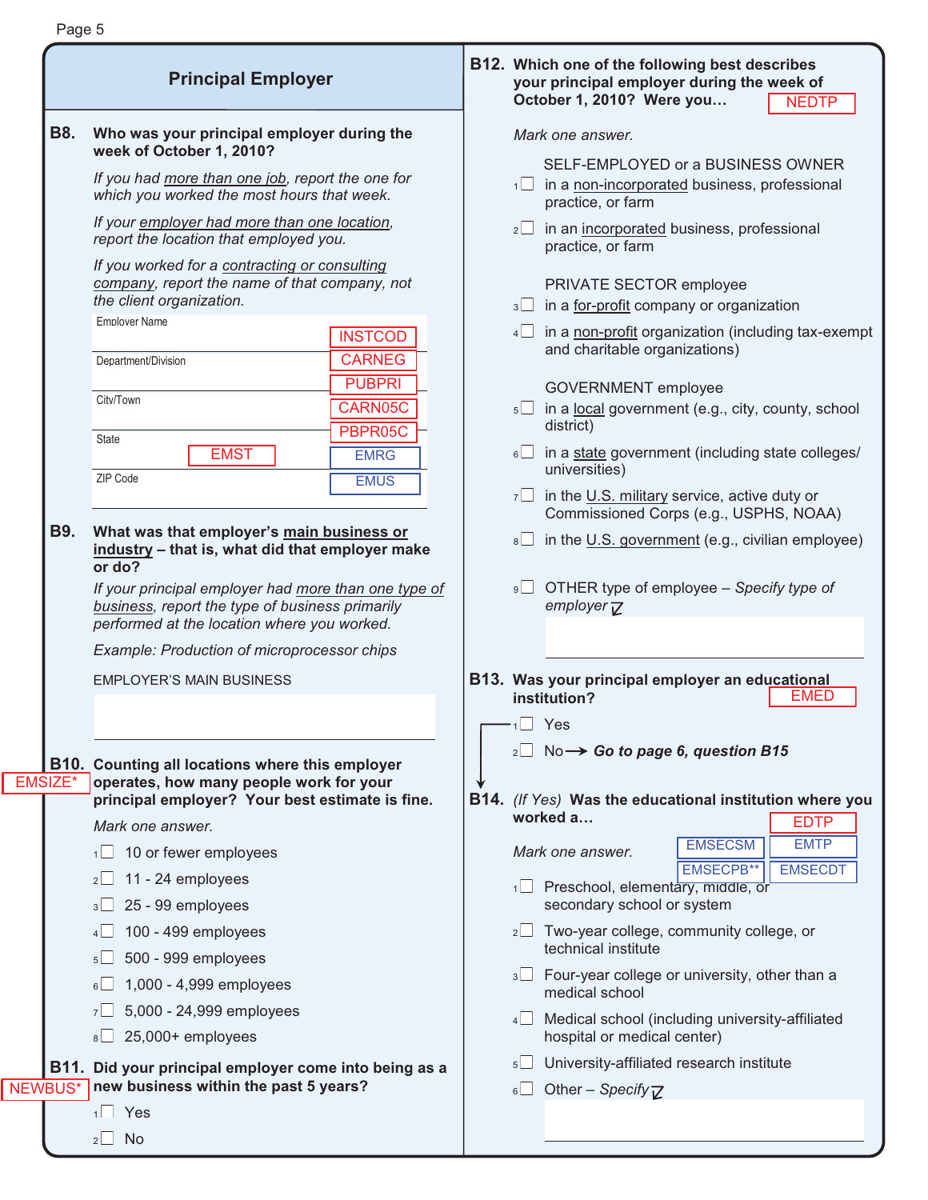## Principal Employer

**B8. Who was your principal employer during the week of October 1, 2010?**

*If you had more than one job, report the one for which you worked the most hours that week.*

*If your employer had more than one location, report the location that employed you.*

*If you worked for a contracting or consulting company, report the name of that company, not the client organization.*

Employer Name — INSTCOD

Department/Division — CARNEG — PUBPRI

City/Town — CARN05C — PBPR05C

State — EMST — EMRG

ZIP Code — EMUS

**B9. What was that employer's main business or industry – that is, what did that employer make or do?**

*If your principal employer had more than one type of business, report the type of business primarily performed at the location where you worked.*

*Example: Production of microprocessor chips*

EMPLOYER'S MAIN BUSINESS

**B10. Counting all locations where this employer operates, how many people work for your principal employer? Your best estimate is fine.** EMSIZE*

*Mark one answer.*

1 ☐ 10 or fewer employees
2 ☐ 11 - 24 employees
3 ☐ 25 - 99 employees
4 ☐ 100 - 499 employees
5 ☐ 500 - 999 employees
6 ☐ 1,000 - 4,999 employees
7 ☐ 5,000 - 24,999 employees
8 ☐ 25,000+ employees

**B11. Did your principal employer come into being as a new business within the past 5 years?** NEWBUS*

1 ☐ Yes
2 ☐ No

**B12. Which one of the following best describes your principal employer during the week of October 1, 2010? Were you…** NEDTP

*Mark one answer.*

SELF-EMPLOYED or a BUSINESS OWNER

1 ☐ in a non-incorporated business, professional practice, or farm
2 ☐ in an incorporated business, professional practice, or farm

PRIVATE SECTOR employee

3 ☐ in a for-profit company or organization
4 ☐ in a non-profit organization (including tax-exempt and charitable organizations)

GOVERNMENT employee

5 ☐ in a local government (e.g., city, county, school district)
6 ☐ in a state government (including state colleges/universities)
7 ☐ in the U.S. military service, active duty or Commissioned Corps (e.g., USPHS, NOAA)
8 ☐ in the U.S. government (e.g., civilian employee)

9 ☐ OTHER type of employee – *Specify type of employer*

**B13. Was your principal employer an educational institution?** EMED

1 ☐ Yes
2 ☐ No → ***Go to page 6, question B15***

**B14.** *(If Yes)* **Was the educational institution where you worked a…** EDTP — EMSECSM — EMTP — EMSECPB** — EMSECDT

*Mark one answer.*

1 ☐ Preschool, elementary, middle, or secondary school or system
2 ☐ Two-year college, community college, or technical institute
3 ☐ Four-year college or university, other than a medical school
4 ☐ Medical school (including university-affiliated hospital or medical center)
5 ☐ University-affiliated research institute
6 ☐ Other – *Specify*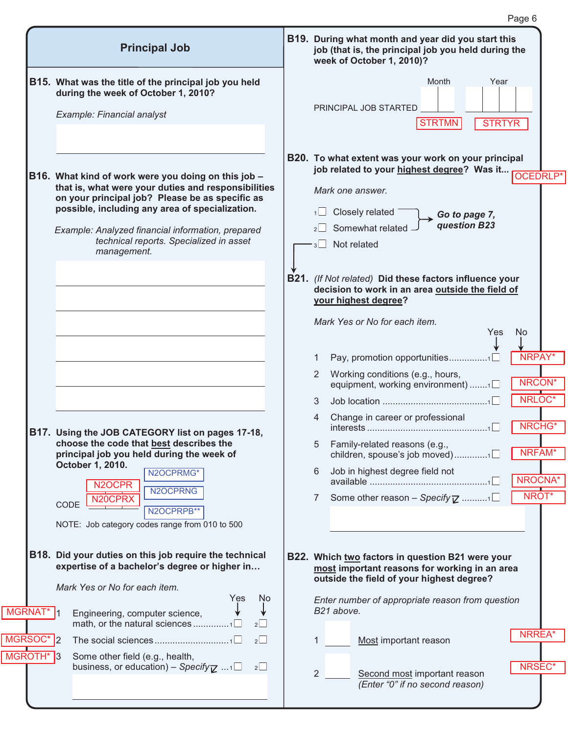## Principal Job

**B15. What was the title of the principal job you held during the week of October 1, 2010?**

*Example: Financial analyst*

**B16. What kind of work were you doing on this job – that is, what were your duties and responsibilities on your principal job? Please be as specific as possible, including any area of specialization.**

*Example: Analyzed financial information, prepared technical reports. Specialized in asset management.*

**B17. Using the JOB CATEGORY list on pages 17-18, choose the code that best describes the principal job you held during the week of October 1, 2010.**

CODE — N2OCPR, N2OCPRX, N2OCPRMG*, N2OCPRNG, N2OCPRPB**

NOTE: Job category codes range from 010 to 500

**B18. Did your duties on this job require the technical expertise of a bachelor's degree or higher in…**

*Mark Yes or No for each item.*

| | | Yes | No | |
|---|---|---|---|---|
| 1 | Engineering, computer science, math, or the natural sciences | 1 ☐ | 2 ☐ | MGRNAT* |
| 2 | The social sciences | 1 ☐ | 2 ☐ | MGRSOC* |
| 3 | Some other field (e.g., health, business, or education) – *Specify* | 1 ☐ | 2 ☐ | MGROTH* |

**B19. During what month and year did you start this job (that is, the principal job you held during the week of October 1, 2010)?**

PRINCIPAL JOB STARTED — Month (STRTMN) — Year (STRTYR)

**B20. To what extent was your work on your principal job related to your highest degree? Was it…** OCEDRLP*

*Mark one answer.*

- 1 ☐ Closely related → **Go to page 7, question B23**
- 2 ☐ Somewhat related → **Go to page 7, question B23**
- 3 ☐ Not related

**B21.** *(If Not related)* **Did these factors influence your decision to work in an area outside the field of your highest degree?**

*Mark Yes or No for each item.*

| | | Yes | No | |
|---|---|---|---|---|
| 1 | Pay, promotion opportunities | 1 ☐ | | NRPAY* |
| 2 | Working conditions (e.g., hours, equipment, working environment) | 1 ☐ | | NRCON* |
| 3 | Job location | 1 ☐ | | NRLOC* |
| 4 | Change in career or professional interests | 1 ☐ | | NRCHG* |
| 5 | Family-related reasons (e.g., children, spouse's job moved) | 1 ☐ | | NRFAM* |
| 6 | Job in highest degree field not available | 1 ☐ | | NROCNA* |
| 7 | Some other reason – *Specify* | 1 ☐ | | NROT* |

**B22. Which two factors in question B21 were your most important reasons for working in an area outside the field of your highest degree?**

*Enter number of appropriate reason from question B21 above.*

1. Most important reason — NRREA*
2. Second most important reason *(Enter "0" if no second reason)* — NRSEC*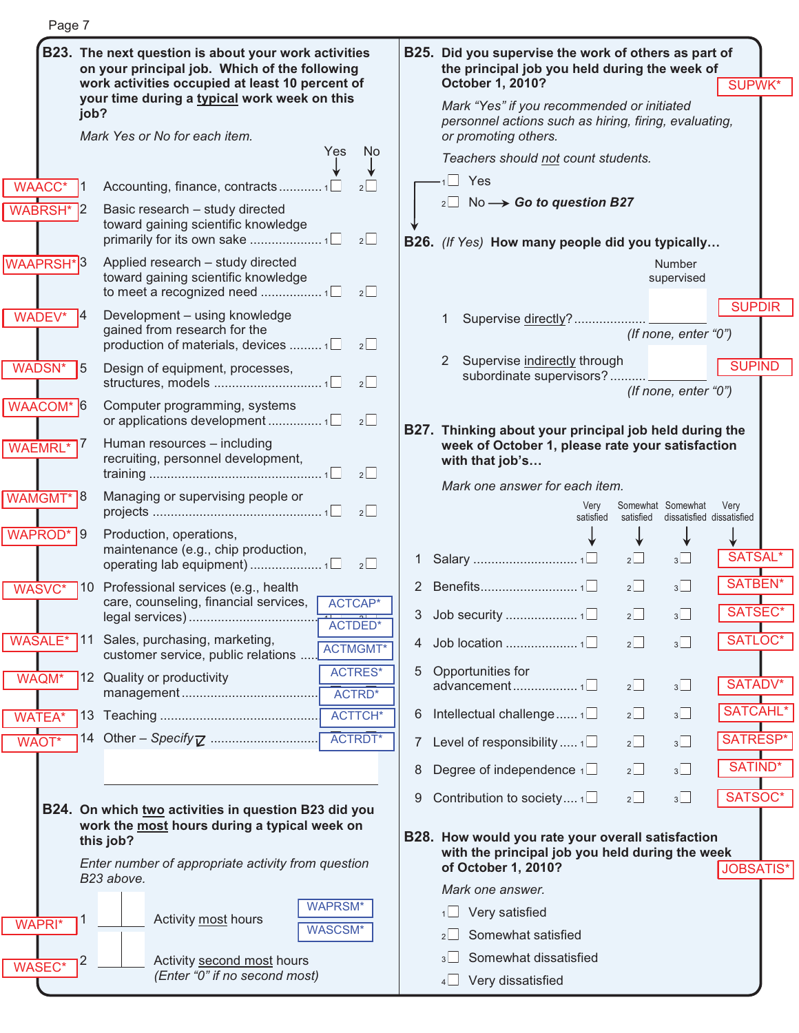**B23. The next question is about your work activities on your principal job. Which of the following work activities occupied at least 10 percent of your time during a typical work week on this job?**

*Mark Yes or No for each item.*

| Variable | | Activity | Yes | No |
|---|---|---|---|---|
| WAACC* | 1 | Accounting, finance, contracts | 1☐ | 2☐ |
| WABRSH* | 2 | Basic research – study directed toward gaining scientific knowledge primarily for its own sake | 1☐ | 2☐ |
| WAAPRSH* | 3 | Applied research – study directed toward gaining scientific knowledge to meet a recognized need | 1☐ | 2☐ |
| WADEV* | 4 | Development – using knowledge gained from research for the production of materials, devices | 1☐ | 2☐ |
| WADSN* | 5 | Design of equipment, processes, structures, models | 1☐ | 2☐ |
| WACOM* | 6 | Computer programming, systems or applications development | 1☐ | 2☐ |
| WAEMRL* | 7 | Human resources – including recruiting, personnel development, training | 1☐ | 2☐ |
| WAMGMT* | 8 | Managing or supervising people or projects | 1☐ | 2☐ |
| WAPROD* | 9 | Production, operations, maintenance (e.g., chip production, operating lab equipment) | 1☐ | 2☐ |
| WASVC* | 10 | Professional services (e.g., health care, counseling, financial services, legal services) | | |
| WASALE* | 11 | Sales, purchasing, marketing, customer service, public relations | | |
| WAQM* | 12 | Quality or productivity management | | |
| WATEA* | 13 | Teaching | | |
| WAOT* | 14 | Other – *Specify* | | |

ACTCAP* ACTDED* ACTMGMT* ACTRES* ACTRD* ACTTCH* ACTRDT*

**B24. On which two activities in question B23 did you work the most hours during a typical week on this job?**

*Enter number of appropriate activity from question B23 above.*

WAPRI* 1 ☐☐ Activity most hours

WASEC* 2 ☐☐ Activity second most hours *(Enter "0" if no second most)*

WAPRSM* WASCSM*

**B25. Did you supervise the work of others as part of the principal job you held during the week of October 1, 2010?** SUPWK*

*Mark "Yes" if you recommended or initiated personnel actions such as hiring, firing, evaluating, or promoting others.*

*Teachers should not count students.*

1☐ Yes

2☐ No ⟶ ***Go to question B27***

**B26.** *(If Yes)* **How many people did you typically…**

| | | Number supervised | |
|---|---|---|---|
| 1 | Supervise directly? *(If none, enter "0")* | ____ | SUPDIR |
| 2 | Supervise indirectly through subordinate supervisors? *(If none, enter "0")* | ____ | SUPIND |

**B27. Thinking about your principal job held during the week of October 1, 2010, please rate your satisfaction with that job's…**

*Mark one answer for each item.*

| | Item | Very satisfied | Somewhat satisfied | Somewhat dissatisfied | Very dissatisfied | Variable |
|---|---|---|---|---|---|---|
| 1 | Salary | 1☐ | 2☐ | 3☐ | | SATSAL* |
| 2 | Benefits | 1☐ | 2☐ | 3☐ | | SATBEN* |
| 3 | Job security | 1☐ | 2☐ | 3☐ | | SATSEC* |
| 4 | Job location | 1☐ | 2☐ | 3☐ | | SATLOC* |
| 5 | Opportunities for advancement | 1☐ | 2☐ | 3☐ | | SATADV* |
| 6 | Intellectual challenge | 1☐ | 2☐ | 3☐ | | SATCAHL* |
| 7 | Level of responsibility | 1☐ | 2☐ | 3☐ | | SATRESP* |
| 8 | Degree of independence | 1☐ | 2☐ | 3☐ | | SATIND* |
| 9 | Contribution to society | 1☐ | 2☐ | 3☐ | | SATSOC* |

**B28. How would you rate your overall satisfaction with the principal job you held during the week of October 1, 2010?** JOBSATIS*

*Mark one answer.*

1☐ Very satisfied

2☐ Somewhat satisfied

3☐ Somewhat dissatisfied

4☐ Very dissatisfied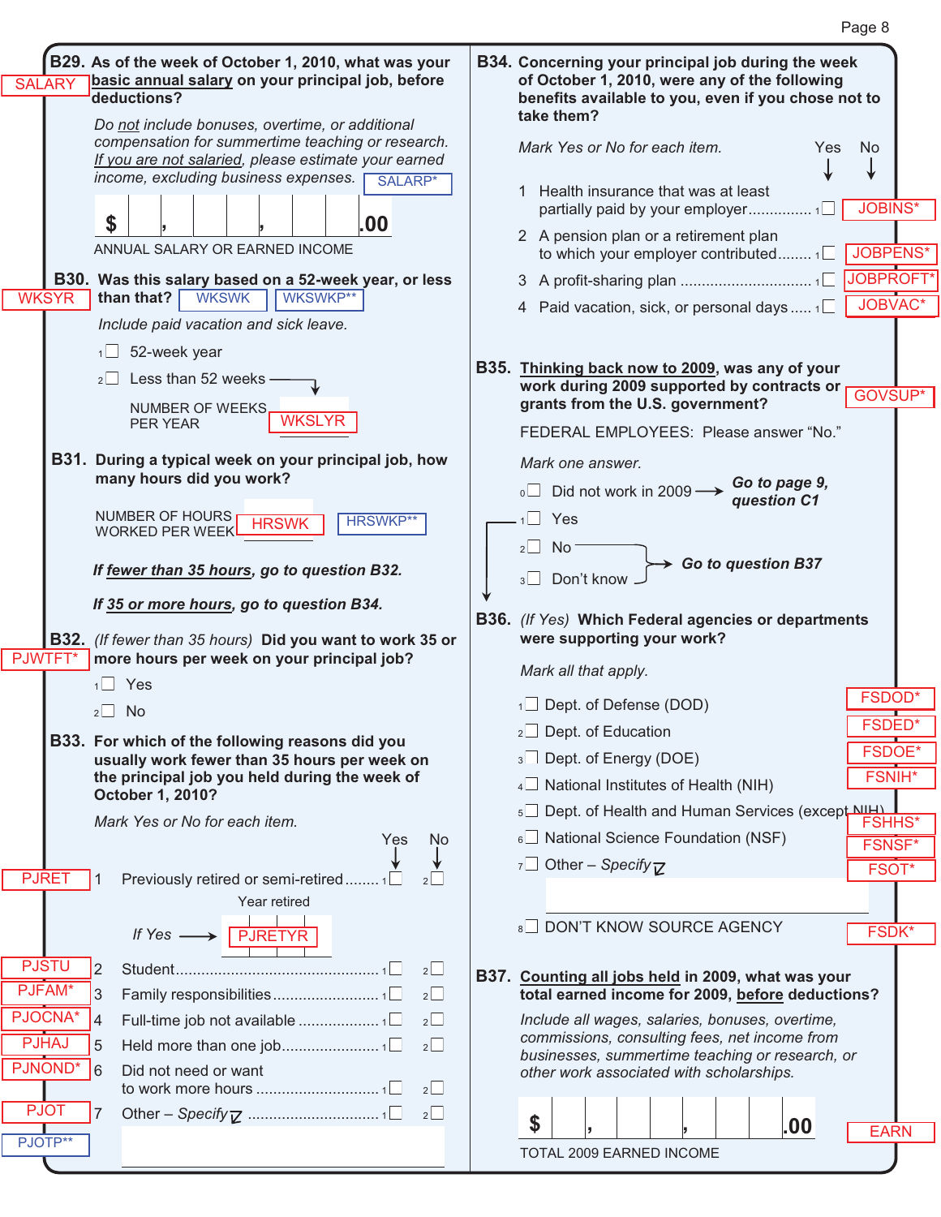**B29. As of the week of October 1, 2010, what was your basic annual salary on your principal job, before deductions?** SALARY

*Do not include bonuses, overtime, or additional compensation for summertime teaching or research. If you are not salaried, please estimate your earned income, excluding business expenses.* SALARP*

$ ___ , ___ ___ ___ , ___ ___ ___ .00

ANNUAL SALARY OR EARNED INCOME

**B30. Was this salary based on a 52-week year, or less than that?** WKSYR WKSWK WKSWKP**

*Include paid vacation and sick leave.*

1 ☐ 52-week year

2 ☐ Less than 52 weeks →

NUMBER OF WEEKS PER YEAR ___ WKSLYR

**B31. During a typical week on your principal job, how many hours did you work?**

NUMBER OF HOURS WORKED PER WEEK ___ HRSWK HRSWKP**

***If fewer than 35 hours, go to question B32.***

***If 35 or more hours, go to question B34.***

**B32.** *(If fewer than 35 hours)* **Did you want to work 35 or more hours per week on your principal job?** PJWTFT*

1 ☐ Yes

2 ☐ No

**B33. For which of the following reasons did you usually work fewer than 35 hours per week on the principal job you held during the week of October 1, 2010?**

*Mark Yes or No for each item.*

| | | Yes | No |
|---|---|---|---|
| PJRET | 1 Previously retired or semi-retired | 1 ☐ | 2 ☐ |
| | *If Yes* → Year retired ___ PJRETYR | | |
| PJSTU | 2 Student | 1 ☐ | 2 ☐ |
| PJFAM* | 3 Family responsibilities | 1 ☐ | 2 ☐ |
| PJOCNA* | 4 Full-time job not available | 1 ☐ | 2 ☐ |
| PJHAJ | 5 Held more than one job | 1 ☐ | 2 ☐ |
| PJNOND* | 6 Did not need or want to work more hours | 1 ☐ | 2 ☐ |
| PJOT | 7 Other – *Specify* | 1 ☐ | 2 ☐ |
| PJOTP** | ___ | | |

**B34. Concerning your principal job during the week of October 1, 2010, were any of the following benefits available to you, even if you chose not to take them?**

*Mark Yes or No for each item.*

| | Yes | No | |
|---|---|---|---|
| 1 Health insurance that was at least partially paid by your employer | 1 ☐ | | JOBINS* |
| 2 A pension plan or a retirement plan to which your employer contributed | 1 ☐ | | JOBPENS* |
| 3 A profit-sharing plan | 1 ☐ | | JOBPROFT* |
| 4 Paid vacation, sick, or personal days | 1 ☐ | | JOBVAC* |

**B35. Thinking back now to 2009, was any of your work during 2009 supported by contracts or grants from the U.S. government?** GOVSUP*

FEDERAL EMPLOYEES: Please answer "No."

*Mark one answer.*

0 ☐ Did not work in 2009 → ***Go to page 9, question C1***

1 ☐ Yes

2 ☐ No → ***Go to question B37***

3 ☐ Don't know → ***Go to question B37***

**B36.** *(If Yes)* **Which Federal agencies or departments were supporting your work?**

*Mark all that apply.*

1 ☐ Dept. of Defense (DOD) FSDOD*

2 ☐ Dept. of Education FSDED*

3 ☐ Dept. of Energy (DOE) FSDOE*

4 ☐ National Institutes of Health (NIH) FSNIH*

5 ☐ Dept. of Health and Human Services (except NIH) FSHHS*

6 ☐ National Science Foundation (NSF) FSNSF*

7 ☐ Other – *Specify* FSOT*

___

8 ☐ DON'T KNOW SOURCE AGENCY FSDK*

**B37. Counting all jobs held in 2009, what was your total earned income for 2009, before deductions?** EARN

*Include all wages, salaries, bonuses, overtime, commissions, consulting fees, net income from businesses, summertime teaching or research, or other work associated with scholarships.*

$ ___ , ___ ___ ___ , ___ ___ ___ .00

TOTAL 2009 EARNED INCOME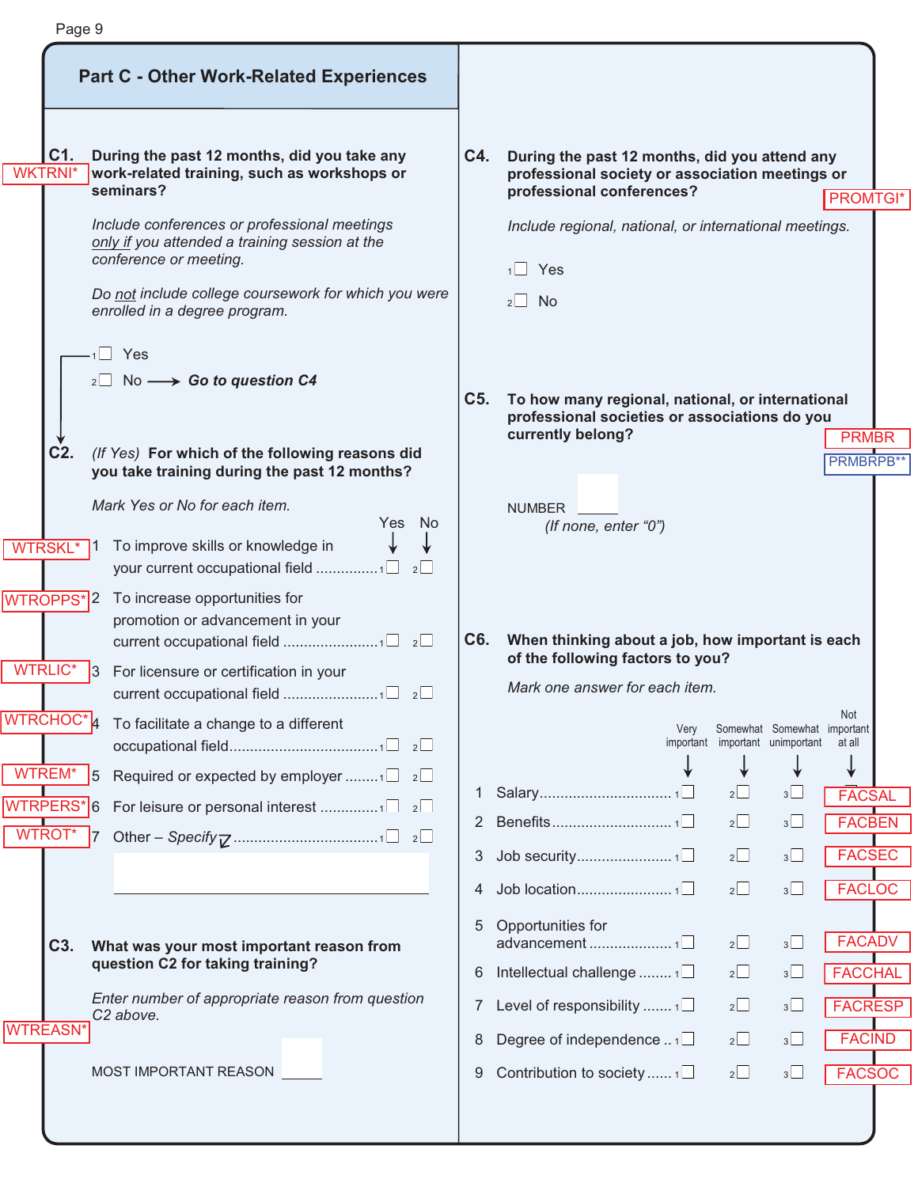## Part C - Other Work-Related Experiences

**C1.** **During the past 12 months, did you take any work-related training, such as workshops or seminars?** WKTRNI*

*Include conferences or professional meetings only if you attended a training session at the conference or meeting.*

*Do not include college coursework for which you were enrolled in a degree program.*

1 ☐ Yes

2 ☐ No → ***Go to question C4***

**C2.** *(If Yes)* **For which of the following reasons did you take training during the past 12 months?**

*Mark Yes or No for each item.*

| Variable | Item | Yes | No |
|---|---|---|---|
| WTRSKL* | 1 To improve skills or knowledge in your current occupational field | 1 ☐ | 2 ☐ |
| WTROPPS* | 2 To increase opportunities for promotion or advancement in your current occupational field | 1 ☐ | 2 ☐ |
| WTRLIC* | 3 For licensure or certification in your current occupational field | 1 ☐ | 2 ☐ |
| WTRCHOC* | 4 To facilitate a change to a different occupational field | 1 ☐ | 2 ☐ |
| WTREM* | 5 Required or expected by employer | 1 ☐ | 2 ☐ |
| WTRPERS* | 6 For leisure or personal interest | 1 ☐ | 2 ☐ |
| WTROT* | 7 Other – *Specify* | 1 ☐ | 2 ☐ |

**C3.** **What was your most important reason from question C2 for taking training?** WTREASN*

*Enter number of appropriate reason from question C2 above.*

MOST IMPORTANT REASON ____

**C4.** **During the past 12 months, did you attend any professional society or association meetings or professional conferences?** PROMTGI*

*Include regional, national, or international meetings.*

1 ☐ Yes

2 ☐ No

**C5.** **To how many regional, national, or international professional societies or associations do you currently belong?** PRMBR PRMBRPB**

NUMBER ____

*(If none, enter "0")*

**C6.** **When thinking about a job, how important is each of the following factors to you?**

*Mark one answer for each item.*

| Item | Very important | Somewhat important | Somewhat unimportant | Not important at all | Variable |
|---|---|---|---|---|---|
| 1 Salary | 1 ☐ | 2 ☐ | 3 ☐ | | FACSAL |
| 2 Benefits | 1 ☐ | 2 ☐ | 3 ☐ | | FACBEN |
| 3 Job security | 1 ☐ | 2 ☐ | 3 ☐ | | FACSEC |
| 4 Job location | 1 ☐ | 2 ☐ | 3 ☐ | | FACLOC |
| 5 Opportunities for advancement | 1 ☐ | 2 ☐ | 3 ☐ | | FACADV |
| 6 Intellectual challenge | 1 ☐ | 2 ☐ | 3 ☐ | | FACCHAL |
| 7 Level of responsibility | 1 ☐ | 2 ☐ | 3 ☐ | | FACRESP |
| 8 Degree of independence | 1 ☐ | 2 ☐ | 3 ☐ | | FACIND |
| 9 Contribution to society | 1 ☐ | 2 ☐ | 3 ☐ | | FACSOC |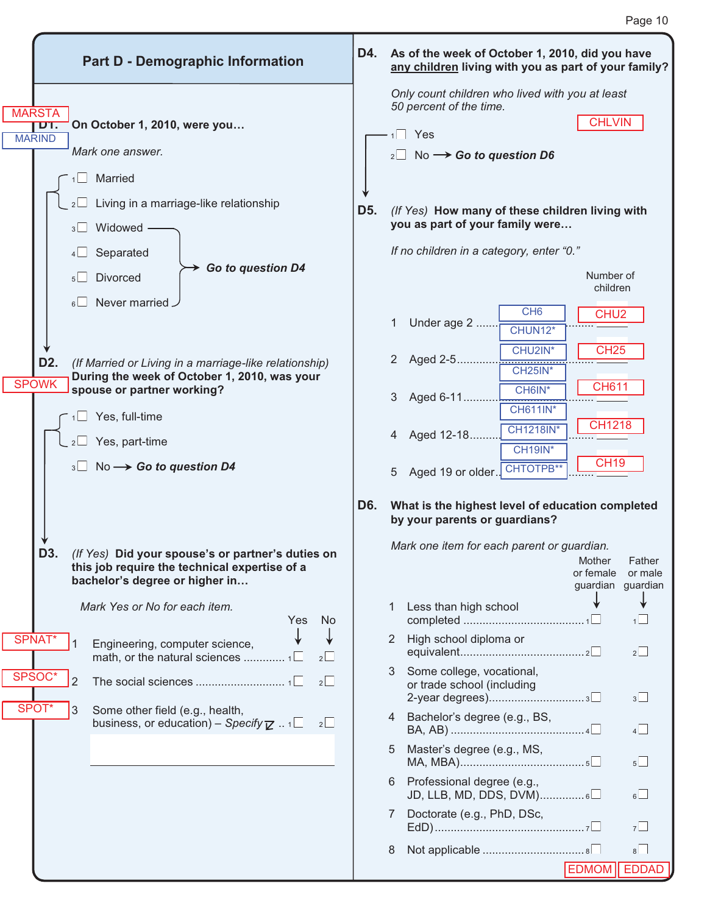## Part D - Demographic Information

MARSTA
MARIND

**D1. On October 1, 2010, were you…**

*Mark one answer.*

- 1 ☐ Married
- 2 ☐ Living in a marriage-like relationship
- 3 ☐ Widowed → ***Go to question D4***
- 4 ☐ Separated → ***Go to question D4***
- 5 ☐ Divorced → ***Go to question D4***
- 6 ☐ Never married → ***Go to question D4***

SPOWK

**D2.** *(If Married or Living in a marriage-like relationship)* **During the week of October 1, 2010, was your spouse or partner working?**

- 1 ☐ Yes, full-time
- 2 ☐ Yes, part-time
- 3 ☐ No → ***Go to question D4***

**D3.** *(If Yes)* **Did your spouse's or partner's duties on this job require the technical expertise of a bachelor's degree or higher in…**

*Mark Yes or No for each item.*

| | | Yes | No |
|---|---|---|---|
| SPNAT* | 1 Engineering, computer science, math, or the natural sciences | 1 ☐ | 2 ☐ |
| SPSOC* | 2 The social sciences | 1 ☐ | 2 ☐ |
| SPOT* | 3 Some other field (e.g., health, business, or education) – *Specify* | 1 ☐ | 2 ☐ |

**D4. As of the week of October 1, 2010, did you have <u>any children</u> living with you as part of your family?**

*Only count children who lived with you at least 50 percent of the time.*

CHLVIN

- 1 ☐ Yes
- 2 ☐ No → ***Go to question D6***

**D5.** *(If Yes)* **How many of these children living with you as part of your family were…**

*If no children in a category, enter "0."*

| | | | Number of children |
|---|---|---|---|
| 1 | Under age 2 | CH6 / CHUN12* | CHU2 |
| 2 | Aged 2-5 | CHU2IN* / CH25IN* | CH25 |
| 3 | Aged 6-11 | CH6IN* / CH611IN* | CH611 |
| 4 | Aged 12-18 | CH1218IN* | CH1218 |
| 5 | Aged 19 or older | CH19IN* / CHTOTPB** | CH19 |

**D6. What is the highest level of education completed by your parents or guardians?**

*Mark one item for each parent or guardian.*

| | | Mother or female guardian | Father or male guardian |
|---|---|---|---|
| 1 | Less than high school completed | 1 ☐ | 1 ☐ |
| 2 | High school diploma or equivalent | 2 ☐ | 2 ☐ |
| 3 | Some college, vocational, or trade school (including 2-year degrees) | 3 ☐ | 3 ☐ |
| 4 | Bachelor's degree (e.g., BS, BA, AB) | 4 ☐ | 4 ☐ |
| 5 | Master's degree (e.g., MS, MA, MBA) | 5 ☐ | 5 ☐ |
| 6 | Professional degree (e.g., JD, LLB, MD, DDS, DVM) | 6 ☐ | 6 ☐ |
| 7 | Doctorate (e.g., PhD, DSc, EdD) | 7 ☐ | 7 ☐ |
| 8 | Not applicable | 8 ☐ | 8 ☐ |
| | | EDMOM | EDDAD |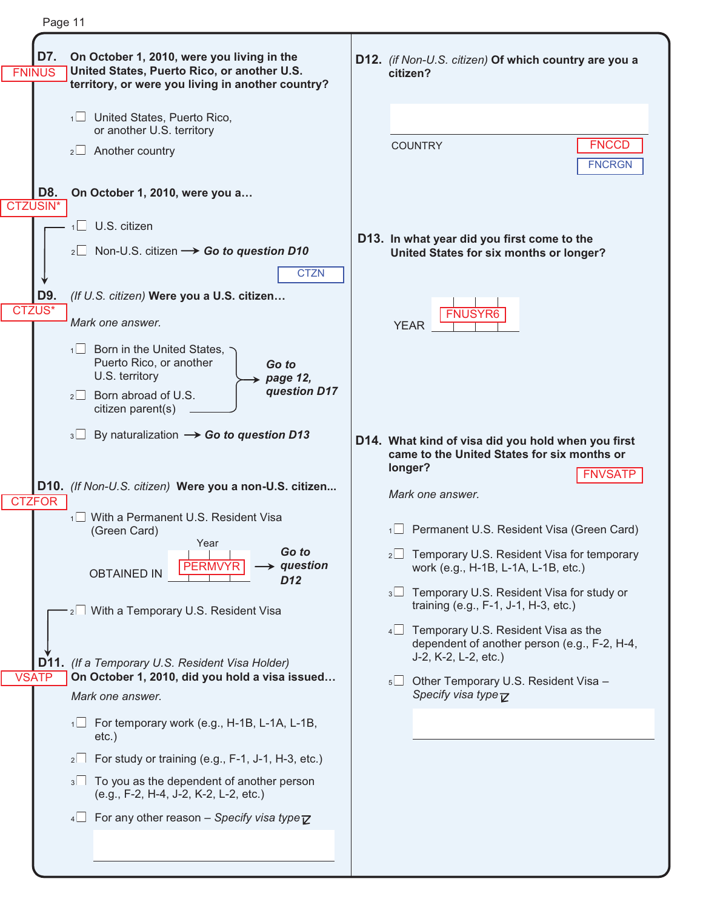**D7.** **On October 1, 2010, were you living in the United States, Puerto Rico, or another U.S. territory, or were you living in another country?**

FNINUS

- 1 ☐ United States, Puerto Rico, or another U.S. territory
- 2 ☐ Another country

**D8.** **On October 1, 2010, were you a…**

CTZUSIN*

- 1 ☐ U.S. citizen
- 2 ☐ Non-U.S. citizen → ***Go to question D10***

CTZN

**D9.** *(If U.S. citizen)* **Were you a U.S. citizen…**

CTZUS*

*Mark one answer.*

- 1 ☐ Born in the United States, Puerto Rico, or another U.S. territory
- 2 ☐ Born abroad of U.S. citizen parent(s)

→ ***Go to page 12, question D17***

- 3 ☐ By naturalization → ***Go to question D13***

**D10.** *(If Non-U.S. citizen)* **Were you a non-U.S. citizen...**

CTZFOR

- 1 ☐ With a Permanent U.S. Resident Visa (Green Card)

  OBTAINED IN Year [ ] PERMVYR → ***Go to question D12***

- 2 ☐ With a Temporary U.S. Resident Visa

**D11.** *(If a Temporary U.S. Resident Visa Holder)* **On October 1, 2010, did you hold a visa issued…**

VSATP

*Mark one answer.*

- 1 ☐ For temporary work (e.g., H-1B, L-1A, L-1B, etc.)
- 2 ☐ For study or training (e.g., F-1, J-1, H-3, etc.)
- 3 ☐ To you as the dependent of another person (e.g., F-2, H-4, J-2, K-2, L-2, etc.)
- 4 ☐ For any other reason – *Specify visa type* ↘

  [ ]

**D12.** *(if Non-U.S. citizen)* **Of which country are you a citizen?**

[ ]

COUNTRY FNCCD FNCRGN

**D13.** **In what year did you first come to the United States for six months or longer?**

YEAR [ ] FNUSYR6

**D14.** **What kind of visa did you hold when you first came to the United States for six months or longer?**

FNVSATP

*Mark one answer.*

- 1 ☐ Permanent U.S. Resident Visa (Green Card)
- 2 ☐ Temporary U.S. Resident Visa for temporary work (e.g., H-1B, L-1A, L-1B, etc.)
- 3 ☐ Temporary U.S. Resident Visa for study or training (e.g., F-1, J-1, H-3, etc.)
- 4 ☐ Temporary U.S. Resident Visa as the dependent of another person (e.g., F-2, H-4, J-2, K-2, L-2, etc.)
- 5 ☐ Other Temporary U.S. Resident Visa – *Specify visa type* ↘

  [ ]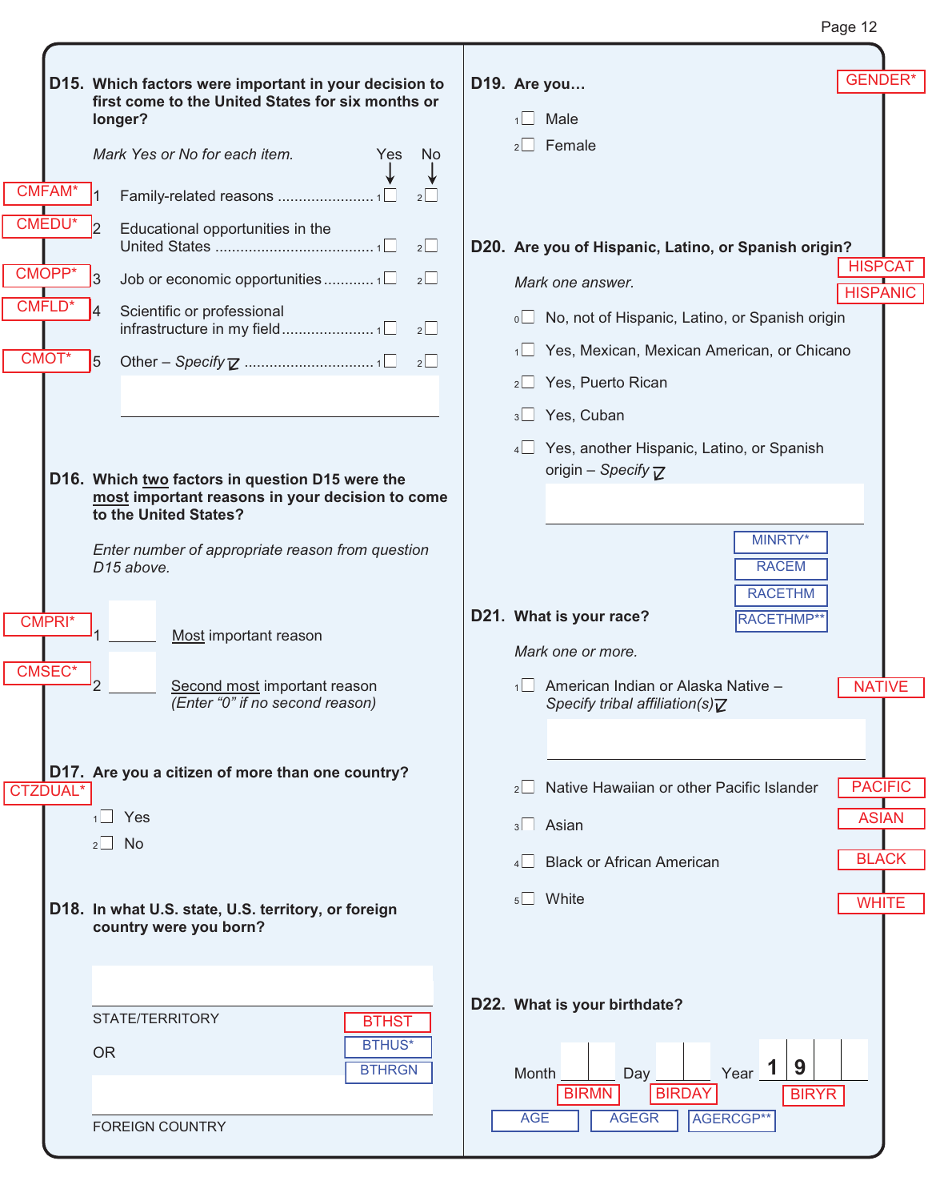**D15. Which factors were important in your decision to first come to the United States for six months or longer?**

*Mark Yes or No for each item.*

| | | Yes | No | |
|---|---|---|---|---|
| CMFAM* | 1 Family-related reasons | 1☐ | 2☐ | |
| CMEDU* | 2 Educational opportunities in the United States | 1☐ | 2☐ | |
| CMOPP* | 3 Job or economic opportunities | 1☐ | 2☐ | |
| CMFLD* | 4 Scientific or professional infrastructure in my field | 1☐ | 2☐ | |
| CMOT* | 5 Other – *Specify* | 1☐ | 2☐ | |

**D16. Which two factors in question D15 were the most important reasons in your decision to come to the United States?**

*Enter number of appropriate reason from question D15 above.*

CMPRI* 1 ____ Most important reason

CMSEC* 2 ____ Second most important reason *(Enter "0" if no second reason)*

**D17. Are you a citizen of more than one country?** CTZDUAL*

1☐ Yes

2☐ No

**D18. In what U.S. state, U.S. territory, or foreign country were you born?**

STATE/TERRITORY BTHST

OR BTHUS* BTHRGN

FOREIGN COUNTRY

**D19. Are you…** GENDER*

1☐ Male

2☐ Female

**D20. Are you of Hispanic, Latino, or Spanish origin?** HISPCAT HISPANIC

*Mark one answer.*

0☐ No, not of Hispanic, Latino, or Spanish origin

1☐ Yes, Mexican, Mexican American, or Chicano

2☐ Yes, Puerto Rican

3☐ Yes, Cuban

4☐ Yes, another Hispanic, Latino, or Spanish origin – *Specify*

MINRTY* RACEM RACETHM RACETHMP**

**D21. What is your race?**

*Mark one or more.*

1☐ American Indian or Alaska Native – *Specify tribal affiliation(s)* NATIVE

2☐ Native Hawaiian or other Pacific Islander PACIFIC

3☐ Asian ASIAN

4☐ Black or African American BLACK

5☐ White WHITE

**D22. What is your birthdate?**

Month ____ Day ____ Year 1 9 ____

BIRMN BIRDAY BIRYR

AGE AGEGR AGERCGP**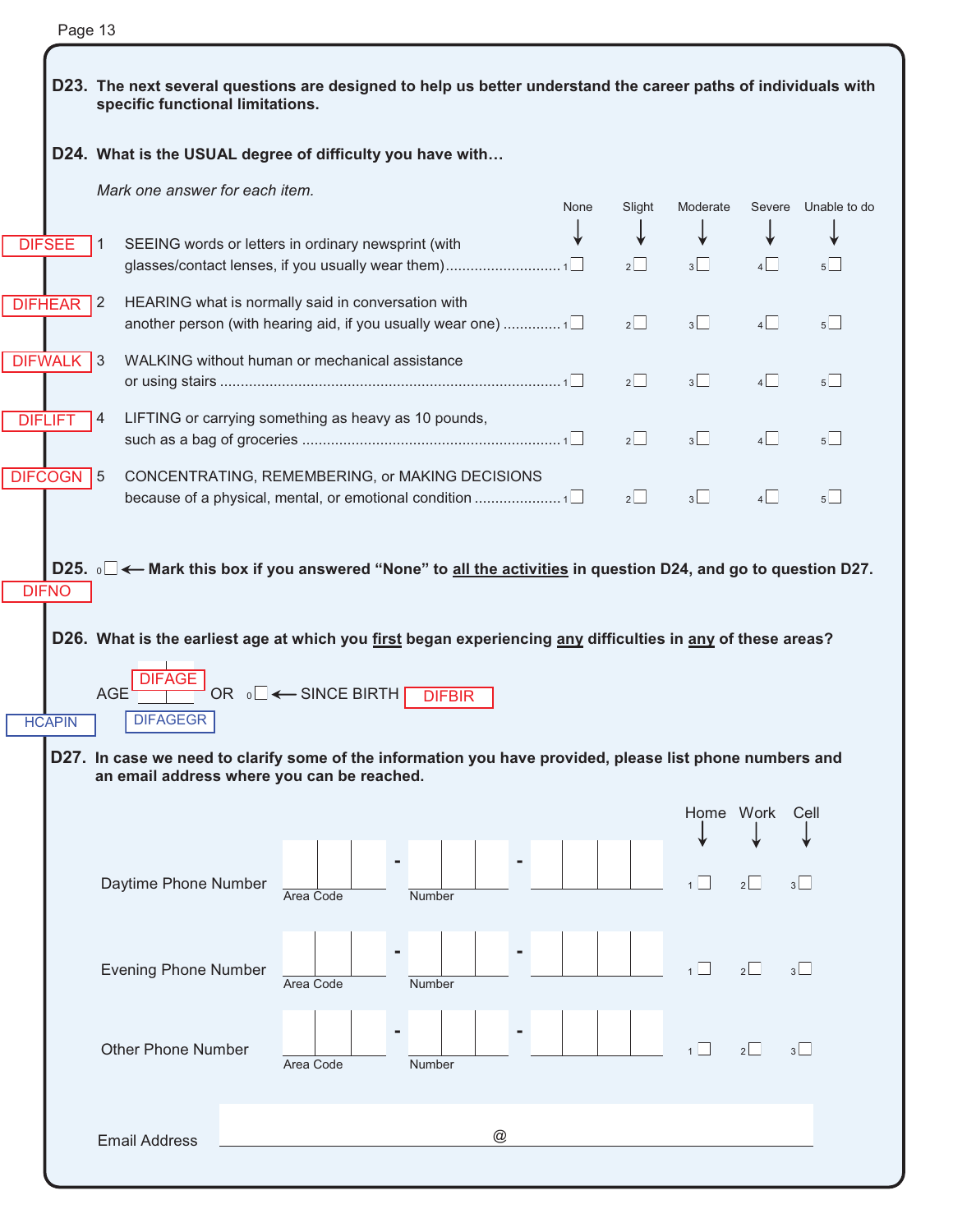**D23. The next several questions are designed to help us better understand the career paths of individuals with specific functional limitations.**

**D24. What is the USUAL degree of difficulty you have with…**

*Mark one answer for each item.*

| Variable | Item | None | Slight | Moderate | Severe | Unable to do |
|---|---|---|---|---|---|---|
| DIFSEE | 1 SEEING words or letters in ordinary newsprint (with glasses/contact lenses, if you usually wear them) | 1 ☐ | 2 ☐ | 3 ☐ | 4 ☐ | 5 ☐ |
| DIFHEAR | 2 HEARING what is normally said in conversation with another person (with hearing aid, if you usually wear one) | 1 ☐ | 2 ☐ | 3 ☐ | 4 ☐ | 5 ☐ |
| DIFWALK | 3 WALKING without human or mechanical assistance or using stairs | 1 ☐ | 2 ☐ | 3 ☐ | 4 ☐ | 5 ☐ |
| DIFLIFT | 4 LIFTING or carrying something as heavy as 10 pounds, such as a bag of groceries | 1 ☐ | 2 ☐ | 3 ☐ | 4 ☐ | 5 ☐ |
| DIFCOGN | 5 CONCENTRATING, REMEMBERING, or MAKING DECISIONS because of a physical, mental, or emotional condition | 1 ☐ | 2 ☐ | 3 ☐ | 4 ☐ | 5 ☐ |

**D25.** 0 ☐ ← **Mark this box if you answered "None" to all the activities in question D24, and go to question D27.** DIFNO

**D26. What is the earliest age at which you first began experiencing any difficulties in any of these areas?**

AGE [ | ] DIFAGE OR 0 ☐ ← SINCE BIRTH DIFBIR

HCAPIN DIFAGEGR

**D27. In case we need to clarify some of the information you have provided, please list phone numbers and an email address where you can be reached.**

| | Area Code | Number | | Home | Work | Cell |
|---|---|---|---|---|---|---|
| Daytime Phone Number | [ ] [ ] [ ] - | [ ] [ ] [ ] - | [ ] [ ] [ ] [ ] | 1 ☐ | 2 ☐ | 3 ☐ |
| Evening Phone Number | [ ] [ ] [ ] - | [ ] [ ] [ ] - | [ ] [ ] [ ] [ ] | 1 ☐ | 2 ☐ | 3 ☐ |
| Other Phone Number | [ ] [ ] [ ] - | [ ] [ ] [ ] - | [ ] [ ] [ ] [ ] | 1 ☐ | 2 ☐ | 3 ☐ |

Email Address ____________________ @ ____________________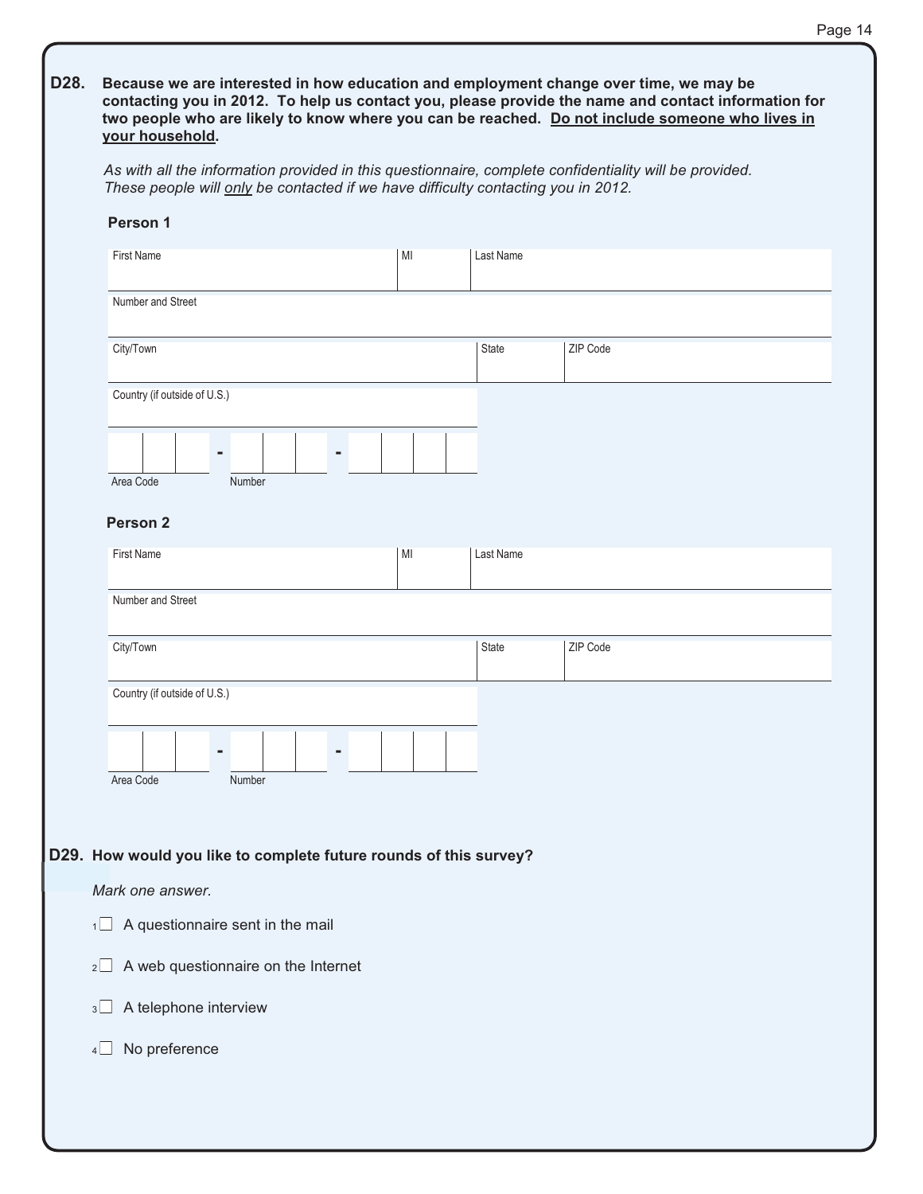**D28. Because we are interested in how education and employment change over time, we may be contacting you in 2012. To help us contact you, please provide the name and contact information for two people who are likely to know where you can be reached. <u>Do not include someone who lives in your household</u>.**

*As with all the information provided in this questionnaire, complete confidentiality will be provided. These people will <u>only</u> be contacted if we have difficulty contacting you in 2012.*

**Person 1**

| First Name | MI | Last Name |
|---|---|---|
| | | |

| Number and Street |
|---|
| |

| City/Town | State | ZIP Code |
|---|---|---|
| | | |

| Country (if outside of U.S.) |
|---|
| |

Area Code ☐☐☐ - Number ☐☐☐ - ☐☐☐☐

**Person 2**

| First Name | MI | Last Name |
|---|---|---|
| | | |

| Number and Street |
|---|
| |

| City/Town | State | ZIP Code |
|---|---|---|
| | | |

| Country (if outside of U.S.) |
|---|
| |

Area Code ☐☐☐ - Number ☐☐☐ - ☐☐☐☐

**D29. How would you like to complete future rounds of this survey?**

*Mark one answer.*

1 ☐ A questionnaire sent in the mail

2 ☐ A web questionnaire on the Internet

3 ☐ A telephone interview

4 ☐ No preference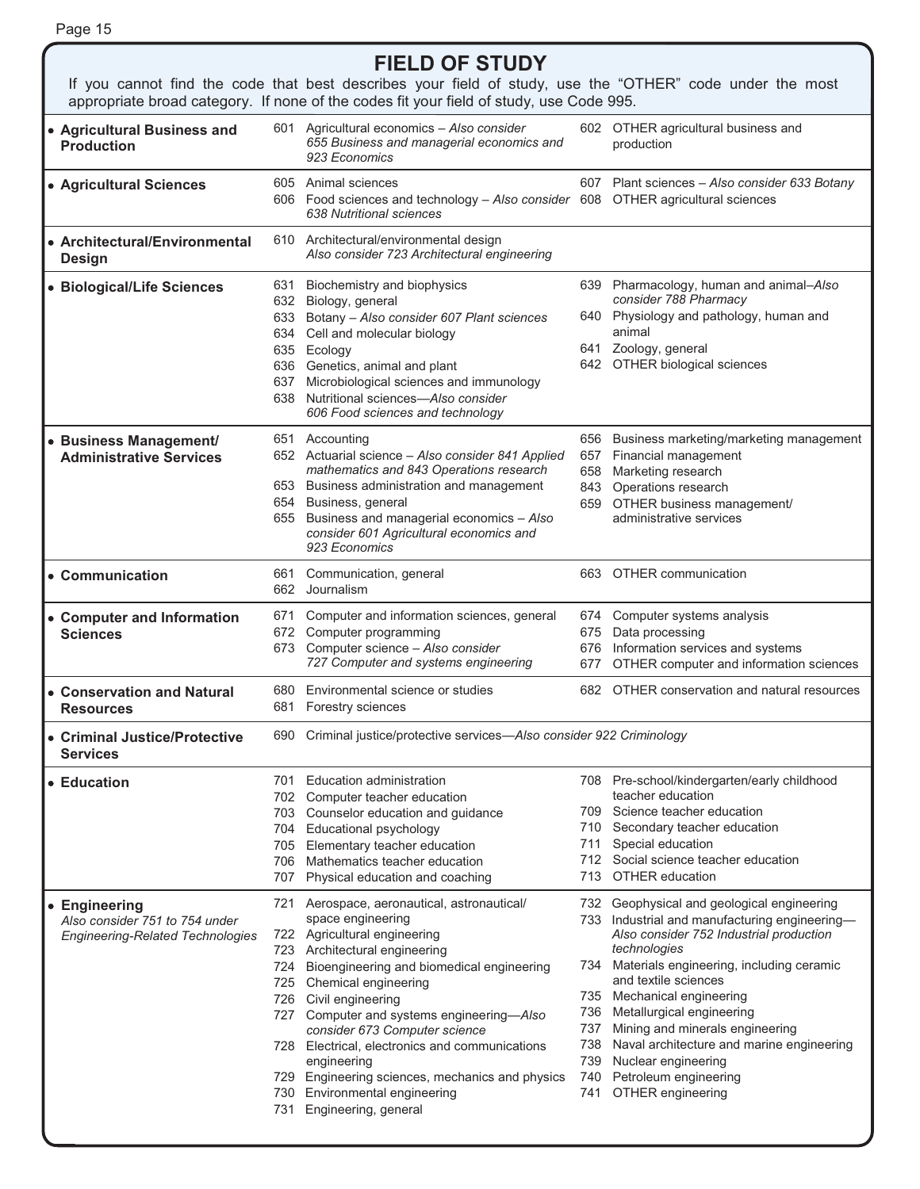# FIELD OF STUDY

If you cannot find the code that best describes your field of study, use the "OTHER" code under the most appropriate broad category. If none of the codes fit your field of study, use Code 995.

## • Agricultural Business and Production

- 601 Agricultural economics – *Also consider 655 Business and managerial economics and 923 Economics*
- 602 OTHER agricultural business and production

## • Agricultural Sciences

- 605 Animal sciences
- 606 Food sciences and technology – *Also consider 638 Nutritional sciences*
- 607 Plant sciences – *Also consider 633 Botany*
- 608 OTHER agricultural sciences

## • Architectural/Environmental Design

- 610 Architectural/environmental design *Also consider 723 Architectural engineering*

## • Biological/Life Sciences

- 631 Biochemistry and biophysics
- 632 Biology, general
- 633 Botany – *Also consider 607 Plant sciences*
- 634 Cell and molecular biology
- 635 Ecology
- 636 Genetics, animal and plant
- 637 Microbiological sciences and immunology
- 638 Nutritional sciences—*Also consider 606 Food sciences and technology*
- 639 Pharmacology, human and animal–*Also consider 788 Pharmacy*
- 640 Physiology and pathology, human and animal
- 641 Zoology, general
- 642 OTHER biological sciences

## • Business Management/ Administrative Services

- 651 Accounting
- 652 Actuarial science – *Also consider 841 Applied mathematics and 843 Operations research*
- 653 Business administration and management
- 654 Business, general
- 655 Business and managerial economics – *Also consider 601 Agricultural economics and 923 Economics*
- 656 Business marketing/marketing management
- 657 Financial management
- 658 Marketing research
- 843 Operations research
- 659 OTHER business management/ administrative services

## • Communication

- 661 Communication, general
- 662 Journalism
- 663 OTHER communication

## • Computer and Information Sciences

- 671 Computer and information sciences, general
- 672 Computer programming
- 673 Computer science – *Also consider 727 Computer and systems engineering*
- 674 Computer systems analysis
- 675 Data processing
- 676 Information services and systems
- 677 OTHER computer and information sciences

## • Conservation and Natural Resources

- 680 Environmental science or studies
- 681 Forestry sciences
- 682 OTHER conservation and natural resources

## • Criminal Justice/Protective Services

- 690 Criminal justice/protective services—*Also consider 922 Criminology*

## • Education

- 701 Education administration
- 702 Computer teacher education
- 703 Counselor education and guidance
- 704 Educational psychology
- 705 Elementary teacher education
- 706 Mathematics teacher education
- 707 Physical education and coaching
- 708 Pre-school/kindergarten/early childhood teacher education
- 709 Science teacher education
- 710 Secondary teacher education
- 711 Special education
- 712 Social science teacher education
- 713 OTHER education

## • Engineering

*Also consider 751 to 754 under Engineering-Related Technologies*

- 721 Aerospace, aeronautical, astronautical/ space engineering
- 722 Agricultural engineering
- 723 Architectural engineering
- 724 Bioengineering and biomedical engineering
- 725 Chemical engineering
- 726 Civil engineering
- 727 Computer and systems engineering—*Also consider 673 Computer science*
- 728 Electrical, electronics and communications engineering
- 729 Engineering sciences, mechanics and physics
- 730 Environmental engineering
- 731 Engineering, general
- 732 Geophysical and geological engineering
- 733 Industrial and manufacturing engineering—*Also consider 752 Industrial production technologies*
- 734 Materials engineering, including ceramic and textile sciences
- 735 Mechanical engineering
- 736 Metallurgical engineering
- 737 Mining and minerals engineering
- 738 Naval architecture and marine engineering
- 739 Nuclear engineering
- 740 Petroleum engineering
- 741 OTHER engineering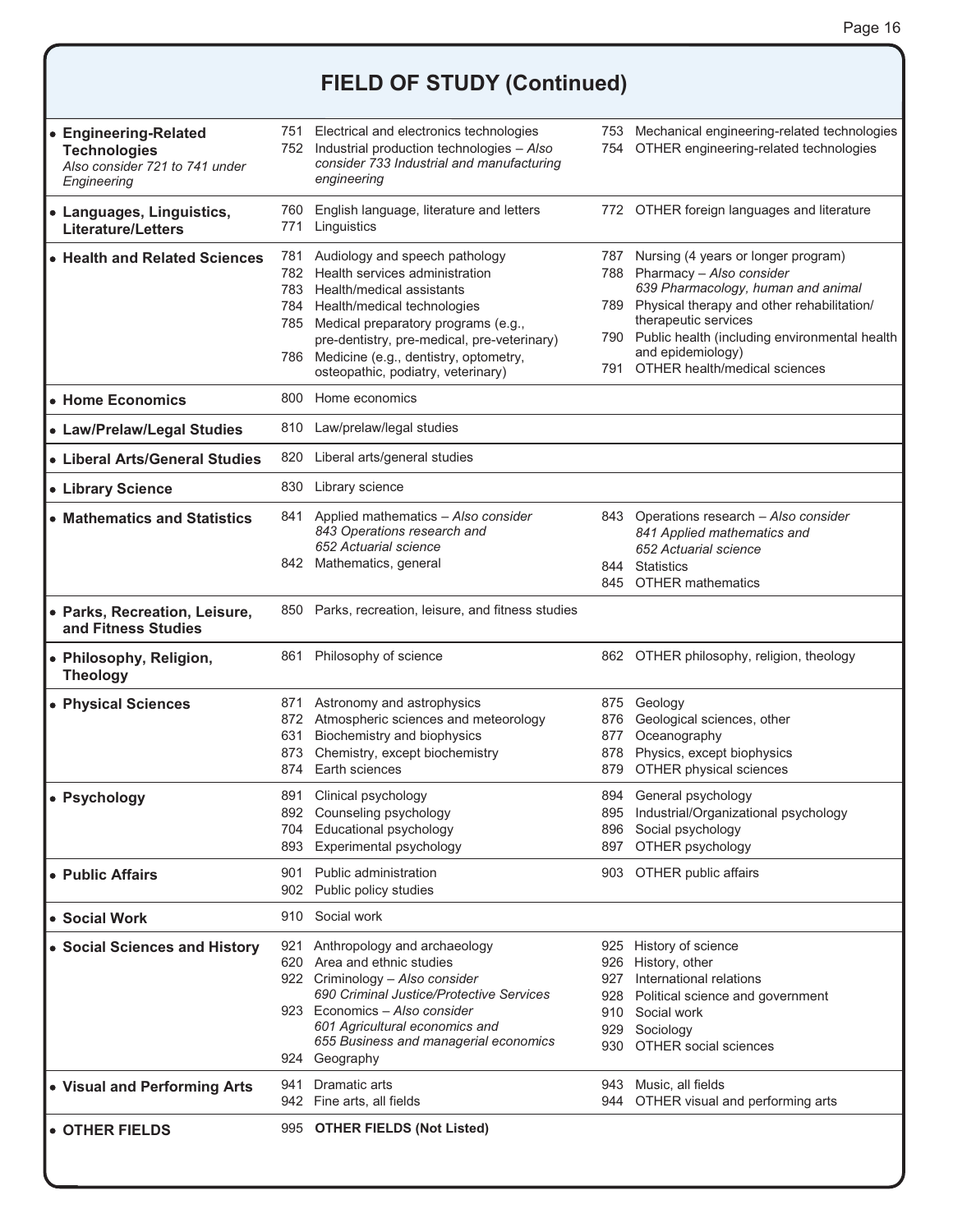# FIELD OF STUDY (Continued)

| Field | Codes | |
|---|---|---|
| • **Engineering-Related Technologies** *Also consider 721 to 741 under Engineering* | 751 Electrical and electronics technologies<br>752 Industrial production technologies – *Also consider 733 Industrial and manufacturing engineering* | 753 Mechanical engineering-related technologies<br>754 OTHER engineering-related technologies |
| • **Languages, Linguistics, Literature/Letters** | 760 English language, literature and letters<br>771 Linguistics | 772 OTHER foreign languages and literature |
| • **Health and Related Sciences** | 781 Audiology and speech pathology<br>782 Health services administration<br>783 Health/medical assistants<br>784 Health/medical technologies<br>785 Medical preparatory programs (e.g., pre-dentistry, pre-medical, pre-veterinary)<br>786 Medicine (e.g., dentistry, optometry, osteopathic, podiatry, veterinary) | 787 Nursing (4 years or longer program)<br>788 Pharmacy – *Also consider 639 Pharmacology, human and animal*<br>789 Physical therapy and other rehabilitation/therapeutic services<br>790 Public health (including environmental health and epidemiology)<br>791 OTHER health/medical sciences |
| • **Home Economics** | 800 Home economics | |
| • **Law/Prelaw/Legal Studies** | 810 Law/prelaw/legal studies | |
| • **Liberal Arts/General Studies** | 820 Liberal arts/general studies | |
| • **Library Science** | 830 Library science | |
| • **Mathematics and Statistics** | 841 Applied mathematics – *Also consider 843 Operations research and 652 Actuarial science*<br>842 Mathematics, general | 843 Operations research – *Also consider 841 Applied mathematics and 652 Actuarial science*<br>844 Statistics<br>845 OTHER mathematics |
| • **Parks, Recreation, Leisure, and Fitness Studies** | 850 Parks, recreation, leisure, and fitness studies | |
| • **Philosophy, Religion, Theology** | 861 Philosophy of science | 862 OTHER philosophy, religion, theology |
| • **Physical Sciences** | 871 Astronomy and astrophysics<br>872 Atmospheric sciences and meteorology<br>631 Biochemistry and biophysics<br>873 Chemistry, except biochemistry<br>874 Earth sciences | 875 Geology<br>876 Geological sciences, other<br>877 Oceanography<br>878 Physics, except biophysics<br>879 OTHER physical sciences |
| • **Psychology** | 891 Clinical psychology<br>892 Counseling psychology<br>704 Educational psychology<br>893 Experimental psychology | 894 General psychology<br>895 Industrial/Organizational psychology<br>896 Social psychology<br>897 OTHER psychology |
| • **Public Affairs** | 901 Public administration<br>902 Public policy studies | 903 OTHER public affairs |
| • **Social Work** | 910 Social work | |
| • **Social Sciences and History** | 921 Anthropology and archaeology<br>620 Area and ethnic studies<br>922 Criminology – *Also consider 690 Criminal Justice/Protective Services*<br>923 Economics – *Also consider 601 Agricultural economics and 655 Business and managerial economics*<br>924 Geography | 925 History of science<br>926 History, other<br>927 International relations<br>928 Political science and government<br>910 Social work<br>929 Sociology<br>930 OTHER social sciences |
| • **Visual and Performing Arts** | 941 Dramatic arts<br>942 Fine arts, all fields | 943 Music, all fields<br>944 OTHER visual and performing arts |
| • **OTHER FIELDS** | 995 **OTHER FIELDS (Not Listed)** | |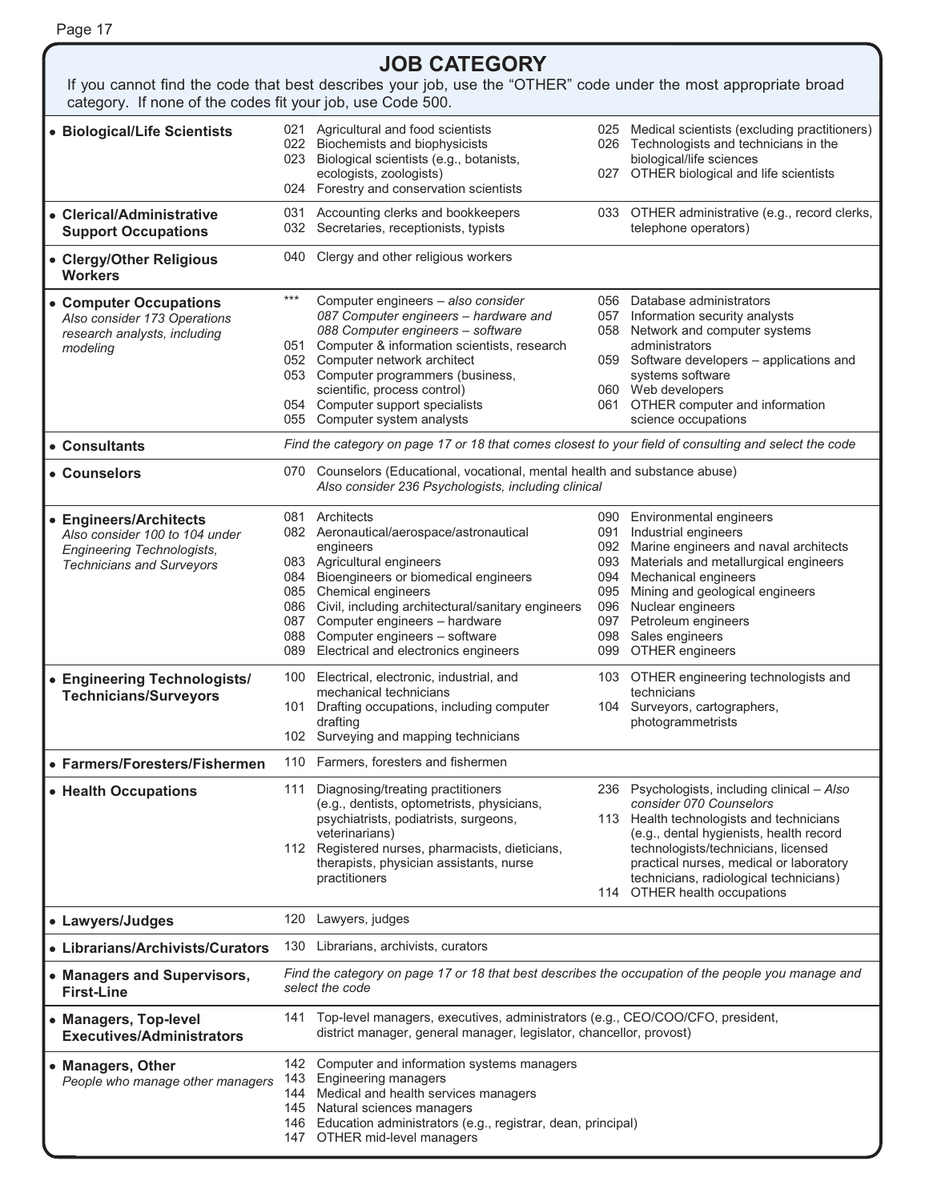# JOB CATEGORY

If you cannot find the code that best describes your job, use the "OTHER" code under the most appropriate broad category. If none of the codes fit your job, use Code 500.

| Category | Codes | |
|---|---|---|
| • **Biological/Life Scientists** | 021 Agricultural and food scientists<br>022 Biochemists and biophysicists<br>023 Biological scientists (e.g., botanists, ecologists, zoologists)<br>024 Forestry and conservation scientists | 025 Medical scientists (excluding practitioners)<br>026 Technologists and technicians in the biological/life sciences<br>027 OTHER biological and life scientists |
| • **Clerical/Administrative Support Occupations** | 031 Accounting clerks and bookkeepers<br>032 Secretaries, receptionists, typists | 033 OTHER administrative (e.g., record clerks, telephone operators) |
| • **Clergy/Other Religious Workers** | 040 Clergy and other religious workers | |
| • **Computer Occupations**<br>*Also consider 173 Operations research analysts, including modeling* | *** Computer engineers – *also consider 087 Computer engineers – hardware and 088 Computer engineers – software*<br>051 Computer & information scientists, research<br>052 Computer network architect<br>053 Computer programmers (business, scientific, process control)<br>054 Computer support specialists<br>055 Computer system analysts | 056 Database administrators<br>057 Information security analysts<br>058 Network and computer systems administrators<br>059 Software developers – applications and systems software<br>060 Web developers<br>061 OTHER computer and information science occupations |
| • **Consultants** | *Find the category on page 17 or 18 that comes closest to your field of consulting and select the code* | |
| • **Counselors** | 070 Counselors (Educational, vocational, mental health and substance abuse)<br>*Also consider 236 Psychologists, including clinical* | |
| • **Engineers/Architects**<br>*Also consider 100 to 104 under Engineering Technologists, Technicians and Surveyors* | 081 Architects<br>082 Aeronautical/aerospace/astronautical engineers<br>083 Agricultural engineers<br>084 Bioengineers or biomedical engineers<br>085 Chemical engineers<br>086 Civil, including architectural/sanitary engineers<br>087 Computer engineers – hardware<br>088 Computer engineers – software<br>089 Electrical and electronics engineers | 090 Environmental engineers<br>091 Industrial engineers<br>092 Marine engineers and naval architects<br>093 Materials and metallurgical engineers<br>094 Mechanical engineers<br>095 Mining and geological engineers<br>096 Nuclear engineers<br>097 Petroleum engineers<br>098 Sales engineers<br>099 OTHER engineers |
| • **Engineering Technologists/ Technicians/Surveyors** | 100 Electrical, electronic, industrial, and mechanical technicians<br>101 Drafting occupations, including computer drafting<br>102 Surveying and mapping technicians | 103 OTHER engineering technologists and technicians<br>104 Surveyors, cartographers, photogrammetrists |
| • **Farmers/Foresters/Fishermen** | 110 Farmers, foresters and fishermen | |
| • **Health Occupations** | 111 Diagnosing/treating practitioners (e.g., dentists, optometrists, physicians, psychiatrists, podiatrists, surgeons, veterinarians)<br>112 Registered nurses, pharmacists, dieticians, therapists, physician assistants, nurse practitioners | 236 Psychologists, including clinical – *Also consider 070 Counselors*<br>113 Health technologists and technicians (e.g., dental hygienists, health record technologists/technicians, licensed practical nurses, medical or laboratory technicians, radiological technicians)<br>114 OTHER health occupations |
| • **Lawyers/Judges** | 120 Lawyers, judges | |
| • **Librarians/Archivists/Curators** | 130 Librarians, archivists, curators | |
| • **Managers and Supervisors, First-Line** | *Find the category on page 17 or 18 that best describes the occupation of the people you manage and select the code* | |
| • **Managers, Top-level Executives/Administrators** | 141 Top-level managers, executives, administrators (e.g., CEO/COO/CFO, president, district manager, general manager, legislator, chancellor, provost) | |
| • **Managers, Other**<br>*People who manage other managers* | 142 Computer and information systems managers<br>143 Engineering managers<br>144 Medical and health services managers<br>145 Natural sciences managers<br>146 Education administrators (e.g., registrar, dean, principal)<br>147 OTHER mid-level managers | |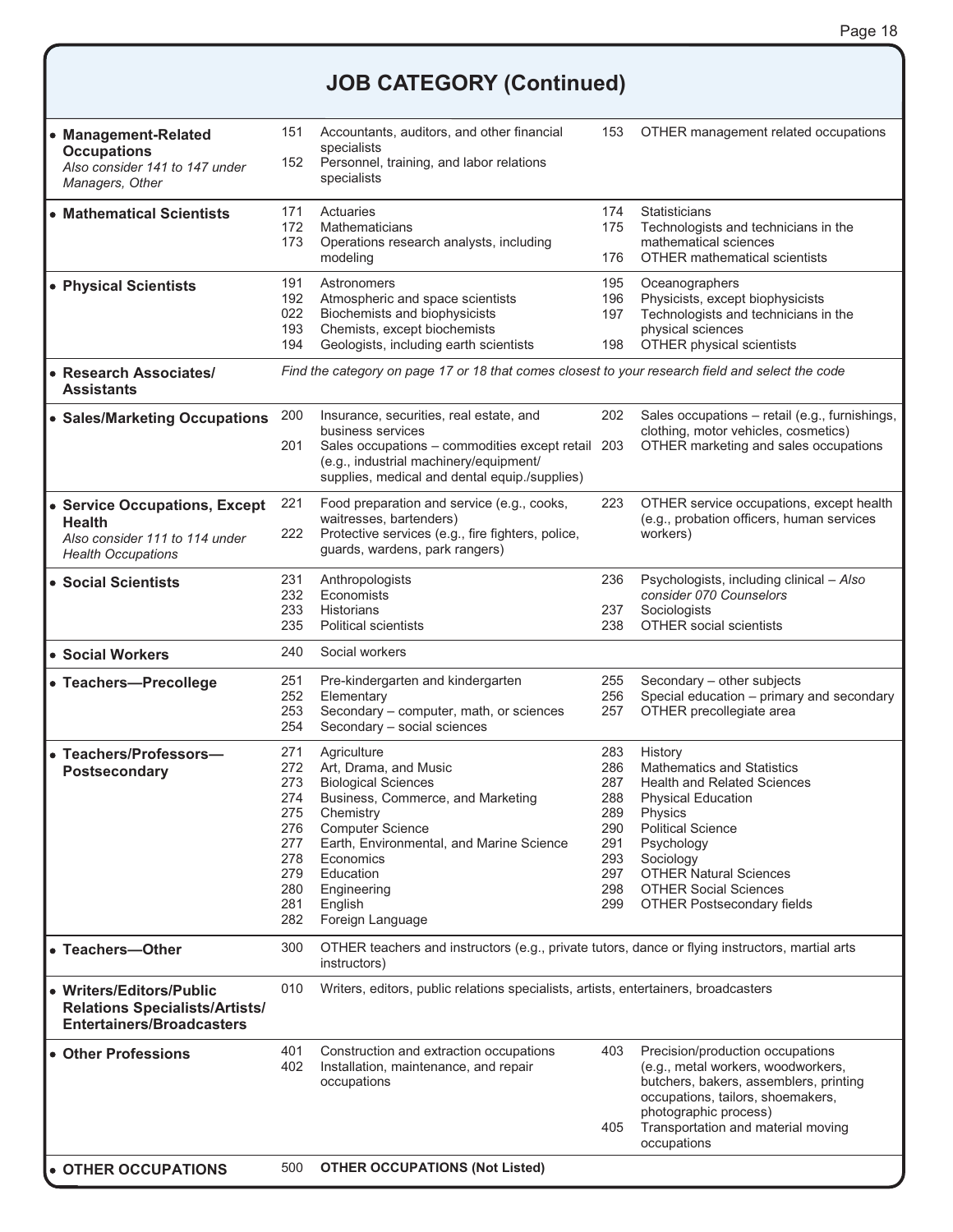# JOB CATEGORY (Continued)

| Category | Code | Occupation | Code | Occupation |
|---|---|---|---|---|
| • **Management-Related Occupations** *Also consider 141 to 147 under Managers, Other* | 151 | Accountants, auditors, and other financial specialists | 153 | OTHER management related occupations |
| | 152 | Personnel, training, and labor relations specialists | | |
| • **Mathematical Scientists** | 171 | Actuaries | 174 | Statisticians |
| | 172 | Mathematicians | 175 | Technologists and technicians in the mathematical sciences |
| | 173 | Operations research analysts, including modeling | 176 | OTHER mathematical scientists |
| • **Physical Scientists** | 191 | Astronomers | 195 | Oceanographers |
| | 192 | Atmospheric and space scientists | 196 | Physicists, except biophysicists |
| | 022 | Biochemists and biophysicists | 197 | Technologists and technicians in the physical sciences |
| | 193 | Chemists, except biochemists | | |
| | 194 | Geologists, including earth scientists | 198 | OTHER physical scientists |
| • **Research Associates/ Assistants** | | *Find the category on page 17 or 18 that comes closest to your research field and select the code* | | |
| • **Sales/Marketing Occupations** | 200 | Insurance, securities, real estate, and business services | 202 | Sales occupations – retail (e.g., furnishings, clothing, motor vehicles, cosmetics) |
| | 201 | Sales occupations – commodities except retail (e.g., industrial machinery/equipment/ supplies, medical and dental equip./supplies) | 203 | OTHER marketing and sales occupations |
| • **Service Occupations, Except Health** *Also consider 111 to 114 under Health Occupations* | 221 | Food preparation and service (e.g., cooks, waitresses, bartenders) | 223 | OTHER service occupations, except health (e.g., probation officers, human services workers) |
| | 222 | Protective services (e.g., fire fighters, police, guards, wardens, park rangers) | | |
| • **Social Scientists** | 231 | Anthropologists | 236 | Psychologists, including clinical – *Also consider 070 Counselors* |
| | 232 | Economists | | |
| | 233 | Historians | 237 | Sociologists |
| | 235 | Political scientists | 238 | OTHER social scientists |
| • **Social Workers** | 240 | Social workers | | |
| • **Teachers—Precollege** | 251 | Pre-kindergarten and kindergarten | 255 | Secondary – other subjects |
| | 252 | Elementary | 256 | Special education – primary and secondary |
| | 253 | Secondary – computer, math, or sciences | 257 | OTHER precollegiate area |
| | 254 | Secondary – social sciences | | |
| • **Teachers/Professors— Postsecondary** | 271 | Agriculture | 283 | History |
| | 272 | Art, Drama, and Music | 286 | Mathematics and Statistics |
| | 273 | Biological Sciences | 287 | Health and Related Sciences |
| | 274 | Business, Commerce, and Marketing | 288 | Physical Education |
| | 275 | Chemistry | 289 | Physics |
| | 276 | Computer Science | 290 | Political Science |
| | 277 | Earth, Environmental, and Marine Science | 291 | Psychology |
| | 278 | Economics | 293 | Sociology |
| | 279 | Education | 297 | OTHER Natural Sciences |
| | 280 | Engineering | 298 | OTHER Social Sciences |
| | 281 | English | 299 | OTHER Postsecondary fields |
| | 282 | Foreign Language | | |
| • **Teachers—Other** | 300 | OTHER teachers and instructors (e.g., private tutors, dance or flying instructors, martial arts instructors) | | |
| • **Writers/Editors/Public Relations Specialists/Artists/ Entertainers/Broadcasters** | 010 | Writers, editors, public relations specialists, artists, entertainers, broadcasters | | |
| • **Other Professions** | 401 | Construction and extraction occupations | 403 | Precision/production occupations (e.g., metal workers, woodworkers, butchers, bakers, assemblers, printing occupations, tailors, shoemakers, photographic process) |
| | 402 | Installation, maintenance, and repair occupations | 405 | Transportation and material moving occupations |
| • **OTHER OCCUPATIONS** | 500 | **OTHER OCCUPATIONS (Not Listed)** | | |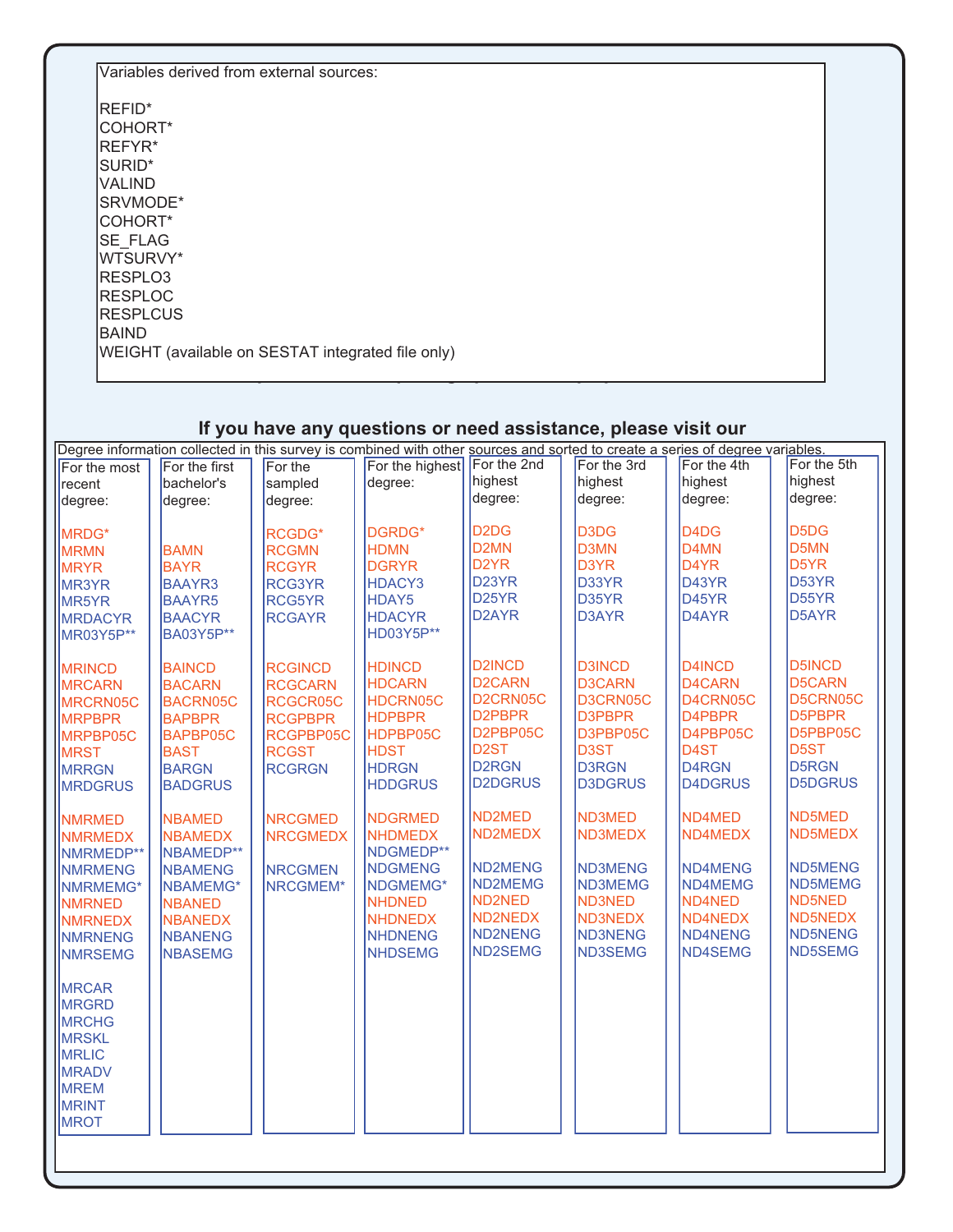Variables derived from external sources:

REFID*
COHORT*
REFYR*
SURID*
VALIND
SRVMODE*
COHORT*
SE_FLAG
WTSURVY*
RESPLO3
RESPLOC
RESPLCUS
BAIND
WEIGHT (available on SESTAT integrated file only)

**If you have any questions or need assistance, please visit our**

Degree information collected in this survey is combined with other sources and sorted to create a series of degree variables.

| For the most recent degree: | For the first bachelor's degree: | For the sampled degree: | For the highest degree: | For the 2nd highest degree: | For the 3rd highest degree: | For the 4th highest degree: | For the 5th highest degree: |
|---|---|---|---|---|---|---|---|
| MRDG* | | RCGDG* | DGRDG* | D2DG | D3DG | D4DG | D5DG |
| MRMN | BAMN | RCGMN | HDMN | D2MN | D3MN | D4MN | D5MN |
| MRYR | BAYR | RCGYR | DGRYR | D2YR | D3YR | D4YR | D5YR |
| MR3YR | BAAYR3 | RCG3YR | HDACY3 | D23YR | D33YR | D43YR | D53YR |
| MR5YR | BAAYR5 | RCG5YR | HDAY5 | D25YR | D35YR | D45YR | D55YR |
| MRDACYR | BAACYR | RCGAYR | HDACYR | D2AYR | D3AYR | D4AYR | D5AYR |
| MR03Y5P** | BA03Y5P** | | HD03Y5P** | | | | |
| MRINCD | BAINCD | RCGINCD | HDINCD | D2INCD | D3INCD | D4INCD | D5INCD |
| MRCARN | BACARN | RCGCARN | HDCARN | D2CARN | D3CARN | D4CARN | D5CARN |
| MRCRN05C | BACRN05C | RCGCR05C | HDCRN05C | D2CRN05C | D3CRN05C | D4CRN05C | D5CRN05C |
| MRPBPR | BAPBPR | RCGPBPR | HDPBPR | D2PBPR | D3PBPR | D4PBPR | D5PBPR |
| MRPBP05C | BAPBP05C | RCGPBP05C | HDPBP05C | D2PBP05C | D3PBP05C | D4PBP05C | D5PBP05C |
| MRST | BAST | RCGST | HDST | D2ST | D3ST | D4ST | D5ST |
| MRRGN | BARGN | RCGRGN | HDRGN | D2RGN | D3RGN | D4RGN | D5RGN |
| MRDGRUS | BADGRUS | | HDDGRUS | D2DGRUS | D3DGRUS | D4DGRUS | D5DGRUS |
| NMRMED | NBAMED | NRCGMED | NDGRMED | ND2MED | ND3MED | ND4MED | ND5MED |
| NMRMEDX | NBAMEDX | NRCGMEDX | NHDMEDX | ND2MEDX | ND3MEDX | ND4MEDX | ND5MEDX |
| NMRMEDP** | NBAMEDP** | | NDGMEDP** | | | | |
| NMRMENG | NBAMENG | NRCGMEN | NDGMENG | ND2MENG | ND3MENG | ND4MENG | ND5MENG |
| NMRMEMG* | NBAMEMG* | NRCGMEM* | NDGMEMG* | ND2MEMG | ND3MEMG | ND4MEMG | ND5MEMG |
| NMRNED | NBANED | | NHDNED | ND2NED | ND3NED | ND4NED | ND5NED |
| NMRNEDX | NBANEDX | | NHDNEDX | ND2NEDX | ND3NEDX | ND4NEDX | ND5NEDX |
| NMRNENG | NBANENG | | NHDNENG | ND2NENG | ND3NENG | ND4NENG | ND5NENG |
| NMRSEMG | NBASEMG | | NHDSEMG | ND2SEMG | ND3SEMG | ND4SEMG | ND5SEMG |
| MRCAR | | | | | | | |
| MRGRD | | | | | | | |
| MRCHG | | | | | | | |
| MRSKL | | | | | | | |
| MRLIC | | | | | | | |
| MRADV | | | | | | | |
| MREM | | | | | | | |
| MRINT | | | | | | | |
| MROT | | | | | | | |